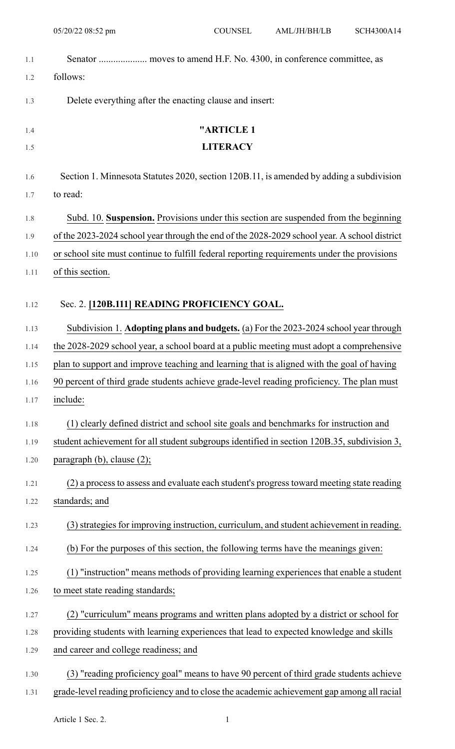Senator .................... moves to amend H.F. No. 4300, in conference committee, as follows:

Delete everything after the enacting clause and insert:

"ARTICLE 1

LITERACY

Section 1. Minnesota Statutes 2020, section 120B.11, is amended by adding a subdivision to read:

Subd. 10. **Suspension.** Provisions under this section are suspended from the beginning of the 2023-2024 school year through the end of the 2028-2029 school year. A school district or school site must continue to fulfill federal reporting requirements under the provisions of this section.

Sec. 2. **[120B.111] READING PROFICIENCY GOAL.**

Subdivision 1. **Adopting plans and budgets.** (a) For the 2023-2024 school year through the 2028-2029 school year, a school board at a public meeting must adopt a comprehensive plan to support and improve teaching and learning that is aligned with the goal of having 90 percent of third grade students achieve grade-level reading proficiency. The plan must include:

(1) clearly defined district and school site goals and benchmarks for instruction and student achievement for all student subgroups identified in section 120B.35, subdivision 3, paragraph (b), clause (2);

(2) a process to assess and evaluate each student's progress toward meeting state reading standards; and

(3) strategies for improving instruction, curriculum, and student achievement in reading.

(b) For the purposes of this section, the following terms have the meanings given:

(1) "instruction" means methods of providing learning experiences that enable a student to meet state reading standards;

(2) "curriculum" means programs and written plans adopted by a district or school for providing students with learning experiences that lead to expected knowledge and skills and career and college readiness; and

(3) "reading proficiency goal" means to have 90 percent of third grade students achieve grade-level reading proficiency and to close the academic achievement gap among all racial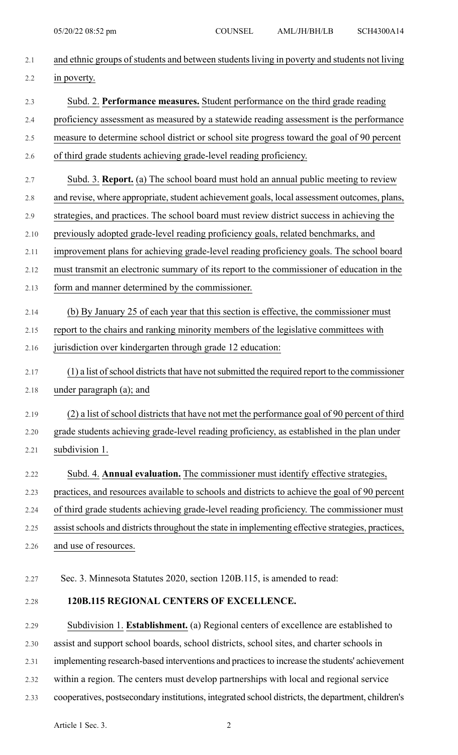and ethnic groups of students and between students living in poverty and students not living in poverty.

Subd. 2. **Performance measures.** Student performance on the third grade reading proficiency assessment as measured by a statewide reading assessment is the performance measure to determine school district or school site progress toward the goal of 90 percent of third grade students achieving grade-level reading proficiency.

Subd. 3. **Report.** (a) The school board must hold an annual public meeting to review and revise, where appropriate, student achievement goals, local assessment outcomes, plans, strategies, and practices. The school board must review district success in achieving the previously adopted grade-level reading proficiency goals, related benchmarks, and improvement plans for achieving grade-level reading proficiency goals. The school board must transmit an electronic summary of its report to the commissioner of education in the form and manner determined by the commissioner.

(b) By January 25 of each year that this section is effective, the commissioner must report to the chairs and ranking minority members of the legislative committees with jurisdiction over kindergarten through grade 12 education:

(1) a list of school districts that have not submitted the required report to the commissioner under paragraph (a); and

(2) a list of school districts that have not met the performance goal of 90 percent of third grade students achieving grade-level reading proficiency, as established in the plan under subdivision 1.

Subd. 4. **Annual evaluation.** The commissioner must identify effective strategies, practices, and resources available to schools and districts to achieve the goal of 90 percent of third grade students achieving grade-level reading proficiency. The commissioner must assist schools and districts throughout the state in implementing effective strategies, practices, and use of resources.

Sec. 3. Minnesota Statutes 2020, section 120B.115, is amended to read:

**120B.115 REGIONAL CENTERS OF EXCELLENCE.**

Subdivision 1. **Establishment.** (a) Regional centers of excellence are established to assist and support school boards, school districts, school sites, and charter schools in implementing research-based interventions and practices to increase the students' achievement within a region. The centers must develop partnerships with local and regional service cooperatives, postsecondary institutions, integrated school districts, the department, children's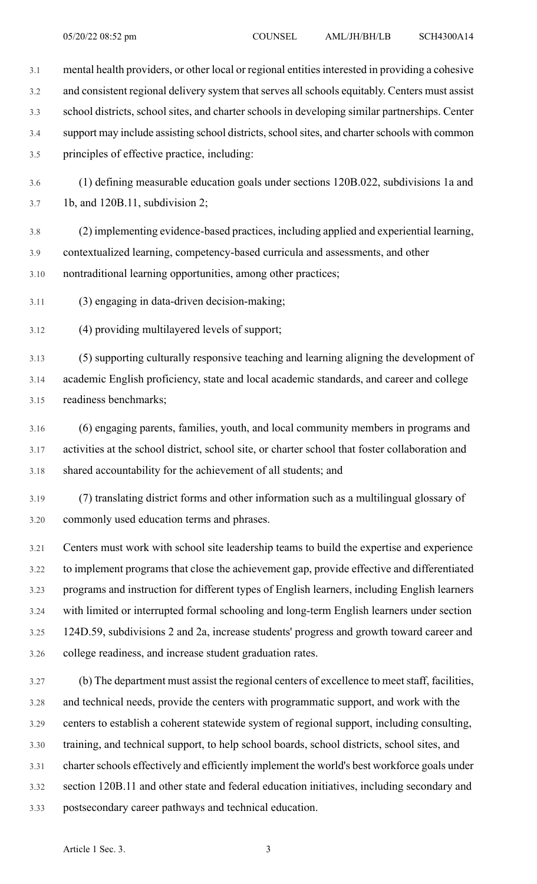mental health providers, or other local or regional entities interested in providing a cohesive and consistent regional delivery system that serves all schools equitably. Centers must assist school districts, school sites, and charter schools in developing similar partnerships. Center support may include assisting school districts, school sites, and charter schools with common principles of effective practice, including:

(1) defining measurable education goals under sections 120B.022, subdivisions 1a and 1b, and 120B.11, subdivision 2;

(2) implementing evidence-based practices, including applied and experiential learning, contextualized learning, competency-based curricula and assessments, and other nontraditional learning opportunities, among other practices;

(3) engaging in data-driven decision-making;

(4) providing multilayered levels of support;

(5) supporting culturally responsive teaching and learning aligning the development of academic English proficiency, state and local academic standards, and career and college readiness benchmarks;

(6) engaging parents, families, youth, and local community members in programs and activities at the school district, school site, or charter school that foster collaboration and shared accountability for the achievement of all students; and

(7) translating district forms and other information such as a multilingual glossary of commonly used education terms and phrases.

Centers must work with school site leadership teams to build the expertise and experience to implement programs that close the achievement gap, provide effective and differentiated programs and instruction for different types of English learners, including English learners with limited or interrupted formal schooling and long-term English learners under section 124D.59, subdivisions 2 and 2a, increase students' progress and growth toward career and college readiness, and increase student graduation rates.

(b) The department must assist the regional centers of excellence to meet staff, facilities, and technical needs, provide the centers with programmatic support, and work with the centers to establish a coherent statewide system of regional support, including consulting, training, and technical support, to help school boards, school districts, school sites, and charter schools effectively and efficiently implement the world's best workforce goals under section 120B.11 and other state and federal education initiatives, including secondary and postsecondary career pathways and technical education.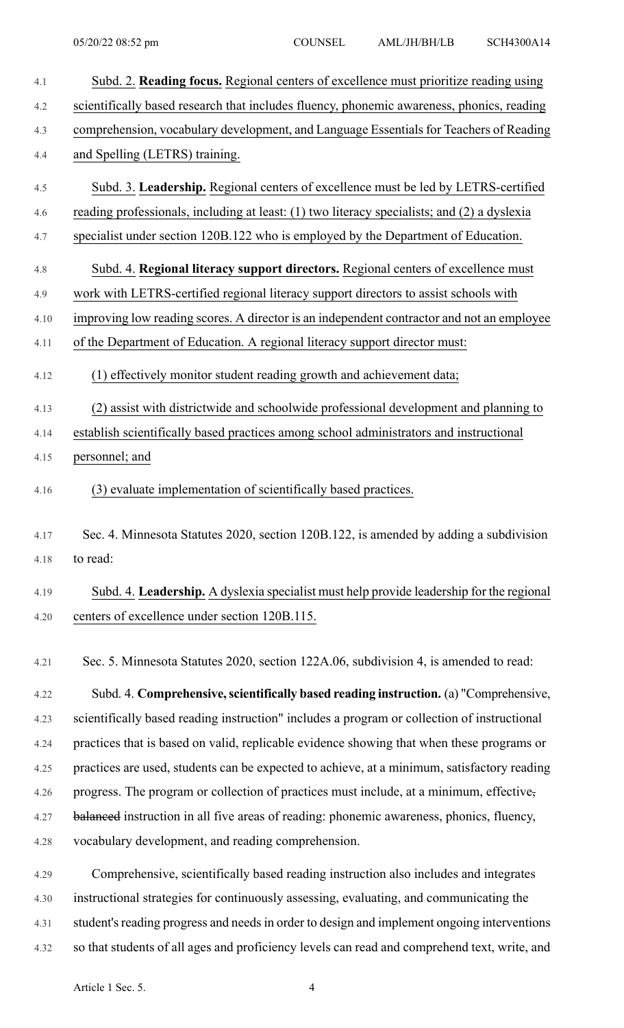Subd. 2. **Reading focus.** Regional centers of excellence must prioritize reading using scientifically based research that includes fluency, phonemic awareness, phonics, reading comprehension, vocabulary development, and Language Essentials for Teachers of Reading and Spelling (LETRS) training.

Subd. 3. **Leadership.** Regional centers of excellence must be led by LETRS-certified reading professionals, including at least: (1) two literacy specialists; and (2) a dyslexia specialist under section 120B.122 who is employed by the Department of Education.

Subd. 4. **Regional literacy support directors.** Regional centers of excellence must work with LETRS-certified regional literacy support directors to assist schools with improving low reading scores. A director is an independent contractor and not an employee of the Department of Education. A regional literacy support director must:

(1) effectively monitor student reading growth and achievement data;

(2) assist with districtwide and schoolwide professional development and planning to establish scientifically based practices among school administrators and instructional personnel; and

(3) evaluate implementation of scientifically based practices.

Sec. 4. Minnesota Statutes 2020, section 120B.122, is amended by adding a subdivision to read:

Subd. 4. **Leadership.** A dyslexia specialist must help provide leadership for the regional centers of excellence under section 120B.115.

Sec. 5. Minnesota Statutes 2020, section 122A.06, subdivision 4, is amended to read:

Subd. 4. **Comprehensive, scientifically based reading instruction.** (a) "Comprehensive, scientifically based reading instruction" includes a program or collection of instructional practices that is based on valid, replicable evidence showing that when these programs or practices are used, students can be expected to achieve, at a minimum, satisfactory reading progress. The program or collection of practices must include, at a minimum, effective, ~~balanced~~ instruction in all five areas of reading: phonemic awareness, phonics, fluency, vocabulary development, and reading comprehension.

Comprehensive, scientifically based reading instruction also includes and integrates instructional strategies for continuously assessing, evaluating, and communicating the student's reading progress and needs in order to design and implement ongoing interventions so that students of all ages and proficiency levels can read and comprehend text, write, and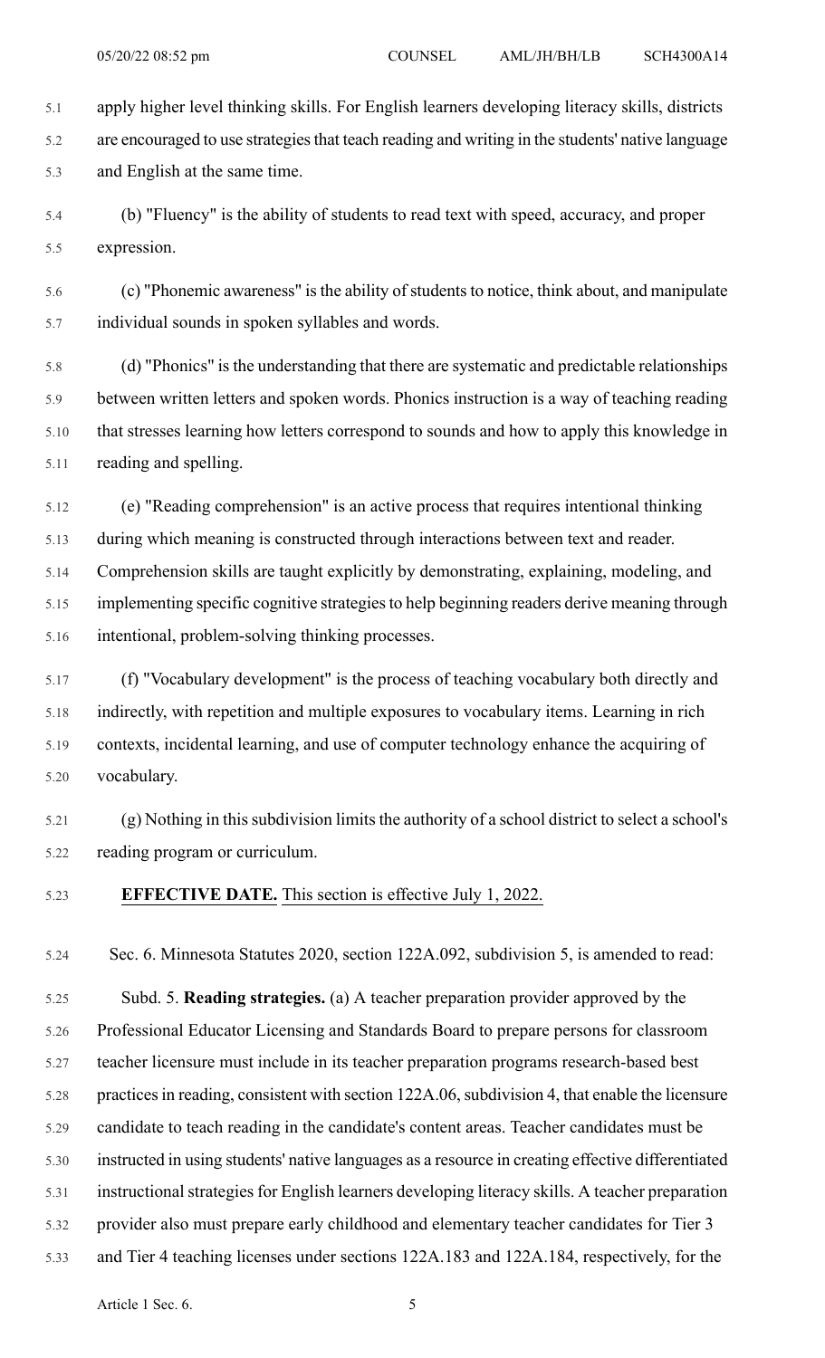apply higher level thinking skills. For English learners developing literacy skills, districts are encouraged to use strategies that teach reading and writing in the students' native language and English at the same time.

(b) "Fluency" is the ability of students to read text with speed, accuracy, and proper expression.

(c) "Phonemic awareness" is the ability of students to notice, think about, and manipulate individual sounds in spoken syllables and words.

(d) "Phonics" is the understanding that there are systematic and predictable relationships between written letters and spoken words. Phonics instruction is a way of teaching reading that stresses learning how letters correspond to sounds and how to apply this knowledge in reading and spelling.

(e) "Reading comprehension" is an active process that requires intentional thinking during which meaning is constructed through interactions between text and reader. Comprehension skills are taught explicitly by demonstrating, explaining, modeling, and implementing specific cognitive strategies to help beginning readers derive meaning through intentional, problem-solving thinking processes.

(f) "Vocabulary development" is the process of teaching vocabulary both directly and indirectly, with repetition and multiple exposures to vocabulary items. Learning in rich contexts, incidental learning, and use of computer technology enhance the acquiring of vocabulary.

(g) Nothing in this subdivision limits the authority of a school district to select a school's reading program or curriculum.

**EFFECTIVE DATE.** This section is effective July 1, 2022.

Sec. 6. Minnesota Statutes 2020, section 122A.092, subdivision 5, is amended to read:

Subd. 5. **Reading strategies.** (a) A teacher preparation provider approved by the Professional Educator Licensing and Standards Board to prepare persons for classroom teacher licensure must include in its teacher preparation programs research-based best practices in reading, consistent with section 122A.06, subdivision 4, that enable the licensure candidate to teach reading in the candidate's content areas. Teacher candidates must be instructed in using students' native languages as a resource in creating effective differentiated instructional strategies for English learners developing literacy skills. A teacher preparation provider also must prepare early childhood and elementary teacher candidates for Tier 3 and Tier 4 teaching licenses under sections 122A.183 and 122A.184, respectively, for the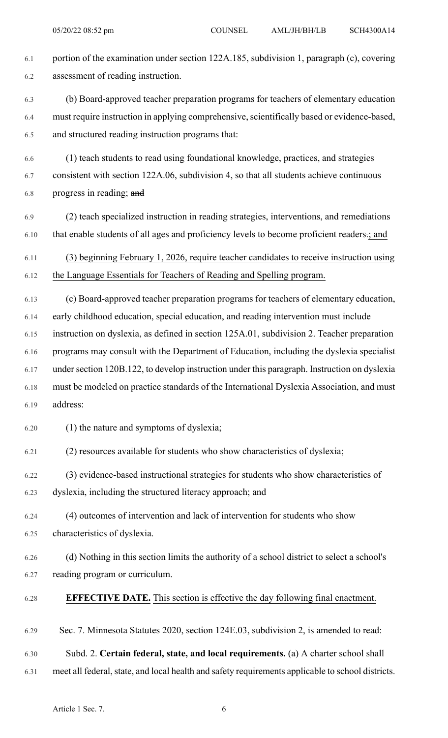portion of the examination under section 122A.185, subdivision 1, paragraph (c), covering assessment of reading instruction.

(b) Board-approved teacher preparation programs for teachers of elementary education must require instruction in applying comprehensive, scientifically based or evidence-based, and structured reading instruction programs that:

(1) teach students to read using foundational knowledge, practices, and strategies consistent with section 122A.06, subdivision 4, so that all students achieve continuous progress in reading; ~~and~~

(2) teach specialized instruction in reading strategies, interventions, and remediations that enable students of all ages and proficiency levels to become proficient readers~~.~~<u>; and</u>

<u>(3) beginning February 1, 2026, require teacher candidates to receive instruction using the Language Essentials for Teachers of Reading and Spelling program.</u>

(c) Board-approved teacher preparation programs for teachers of elementary education, early childhood education, special education, and reading intervention must include instruction on dyslexia, as defined in section 125A.01, subdivision 2. Teacher preparation programs may consult with the Department of Education, including the dyslexia specialist under section 120B.122, to develop instruction under this paragraph. Instruction on dyslexia must be modeled on practice standards of the International Dyslexia Association, and must address:

(1) the nature and symptoms of dyslexia;

(2) resources available for students who show characteristics of dyslexia;

(3) evidence-based instructional strategies for students who show characteristics of dyslexia, including the structured literacy approach; and

(4) outcomes of intervention and lack of intervention for students who show characteristics of dyslexia.

(d) Nothing in this section limits the authority of a school district to select a school's reading program or curriculum.

<u>**EFFECTIVE DATE.** This section is effective the day following final enactment.</u>

Sec. 7. Minnesota Statutes 2020, section 124E.03, subdivision 2, is amended to read:

Subd. 2. **Certain federal, state, and local requirements.** (a) A charter school shall meet all federal, state, and local health and safety requirements applicable to school districts.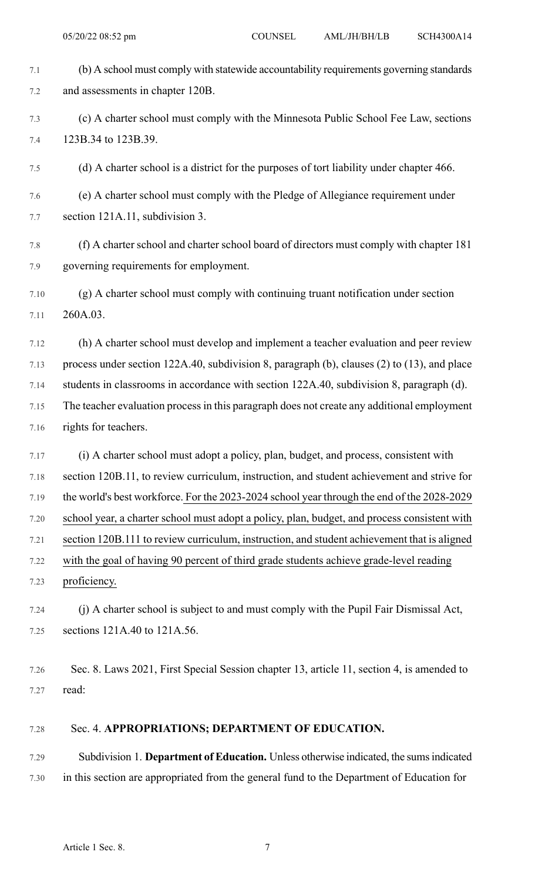(b) A school must comply with statewide accountability requirements governing standards and assessments in chapter 120B.

(c) A charter school must comply with the Minnesota Public School Fee Law, sections 123B.34 to 123B.39.

(d) A charter school is a district for the purposes of tort liability under chapter 466.

(e) A charter school must comply with the Pledge of Allegiance requirement under section 121A.11, subdivision 3.

(f) A charter school and charter school board of directors must comply with chapter 181 governing requirements for employment.

(g) A charter school must comply with continuing truant notification under section 260A.03.

(h) A charter school must develop and implement a teacher evaluation and peer review process under section 122A.40, subdivision 8, paragraph (b), clauses (2) to (13), and place students in classrooms in accordance with section 122A.40, subdivision 8, paragraph (d). The teacher evaluation process in this paragraph does not create any additional employment rights for teachers.

(i) A charter school must adopt a policy, plan, budget, and process, consistent with section 120B.11, to review curriculum, instruction, and student achievement and strive for the world's best workforce. For the 2023-2024 school year through the end of the 2028-2029 school year, a charter school must adopt a policy, plan, budget, and process consistent with section 120B.111 to review curriculum, instruction, and student achievement that is aligned with the goal of having 90 percent of third grade students achieve grade-level reading proficiency.

(j) A charter school is subject to and must comply with the Pupil Fair Dismissal Act, sections 121A.40 to 121A.56.

Sec. 8. Laws 2021, First Special Session chapter 13, article 11, section 4, is amended to read:

Sec. 4. **APPROPRIATIONS; DEPARTMENT OF EDUCATION.**

Subdivision 1. **Department of Education.** Unless otherwise indicated, the sums indicated in this section are appropriated from the general fund to the Department of Education for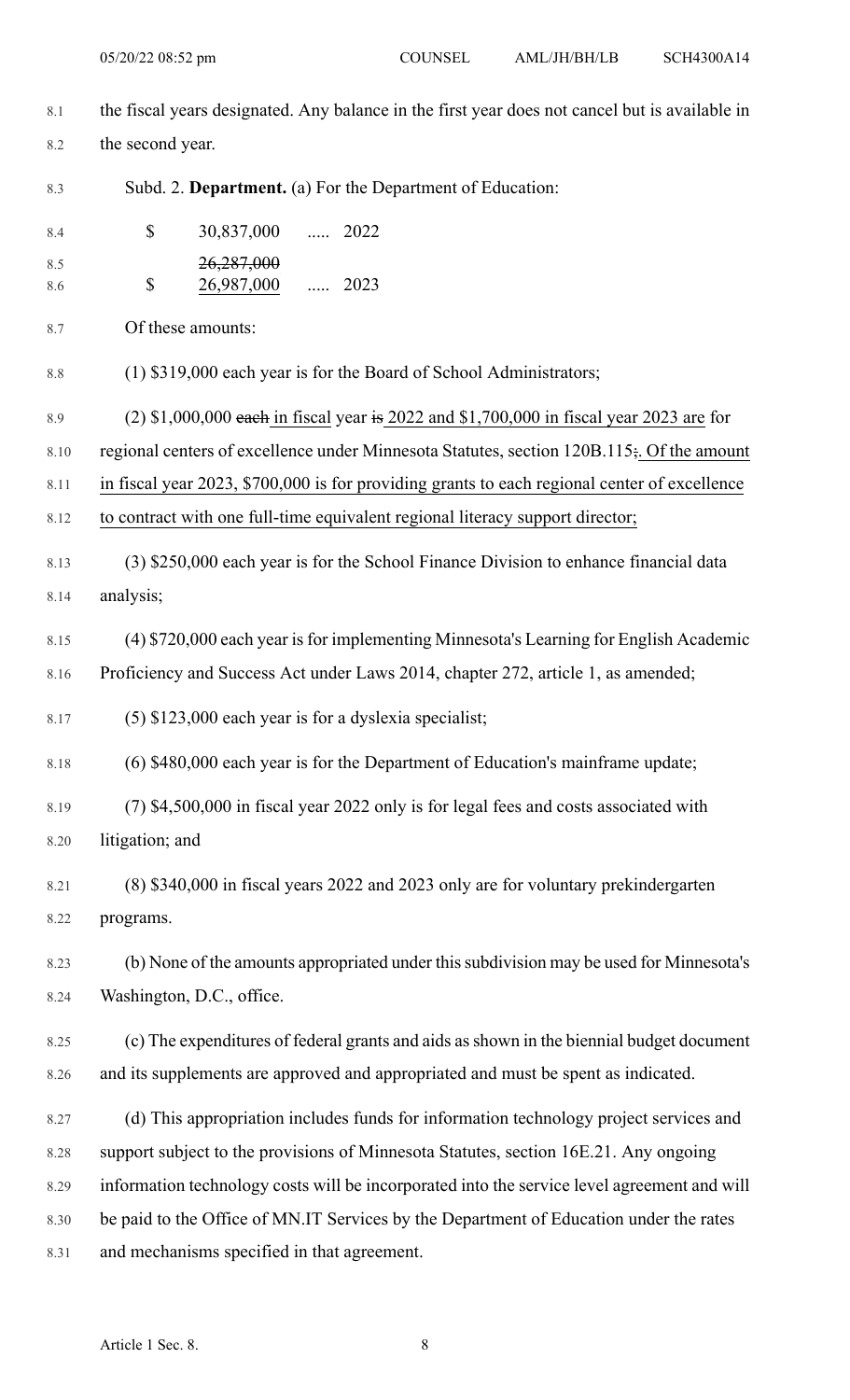the fiscal years designated. Any balance in the first year does not cancel but is available in the second year.

Subd. 2. **Department.** (a) For the Department of Education:

| | | | |
|---|---|---|---|
| $ | 30,837,000 | ..... | 2022 |
| $ | ~~26,287,000~~ <u>26,987,000</u> | ..... | 2023 |

Of these amounts:

(1) $319,000 each year is for the Board of School Administrators;

(2) $1,000,000 ~~each~~ <u>in fiscal</u> year ~~is~~ <u>2022 and $1,700,000 in fiscal year 2023 are</u> for regional centers of excellence under Minnesota Statutes, section 120B.115~~;~~<u>. Of the amount in fiscal year 2023, $700,000 is for providing grants to each regional center of excellence to contract with one full-time equivalent regional literacy support director;</u>

(3) $250,000 each year is for the School Finance Division to enhance financial data analysis;

(4) $720,000 each year is for implementing Minnesota's Learning for English Academic Proficiency and Success Act under Laws 2014, chapter 272, article 1, as amended;

(5) $123,000 each year is for a dyslexia specialist;

(6) $480,000 each year is for the Department of Education's mainframe update;

(7) $4,500,000 in fiscal year 2022 only is for legal fees and costs associated with litigation; and

(8) $340,000 in fiscal years 2022 and 2023 only are for voluntary prekindergarten programs.

(b) None of the amounts appropriated under this subdivision may be used for Minnesota's Washington, D.C., office.

(c) The expenditures of federal grants and aids as shown in the biennial budget document and its supplements are approved and appropriated and must be spent as indicated.

(d) This appropriation includes funds for information technology project services and support subject to the provisions of Minnesota Statutes, section 16E.21. Any ongoing information technology costs will be incorporated into the service level agreement and will be paid to the Office of MN.IT Services by the Department of Education under the rates and mechanisms specified in that agreement.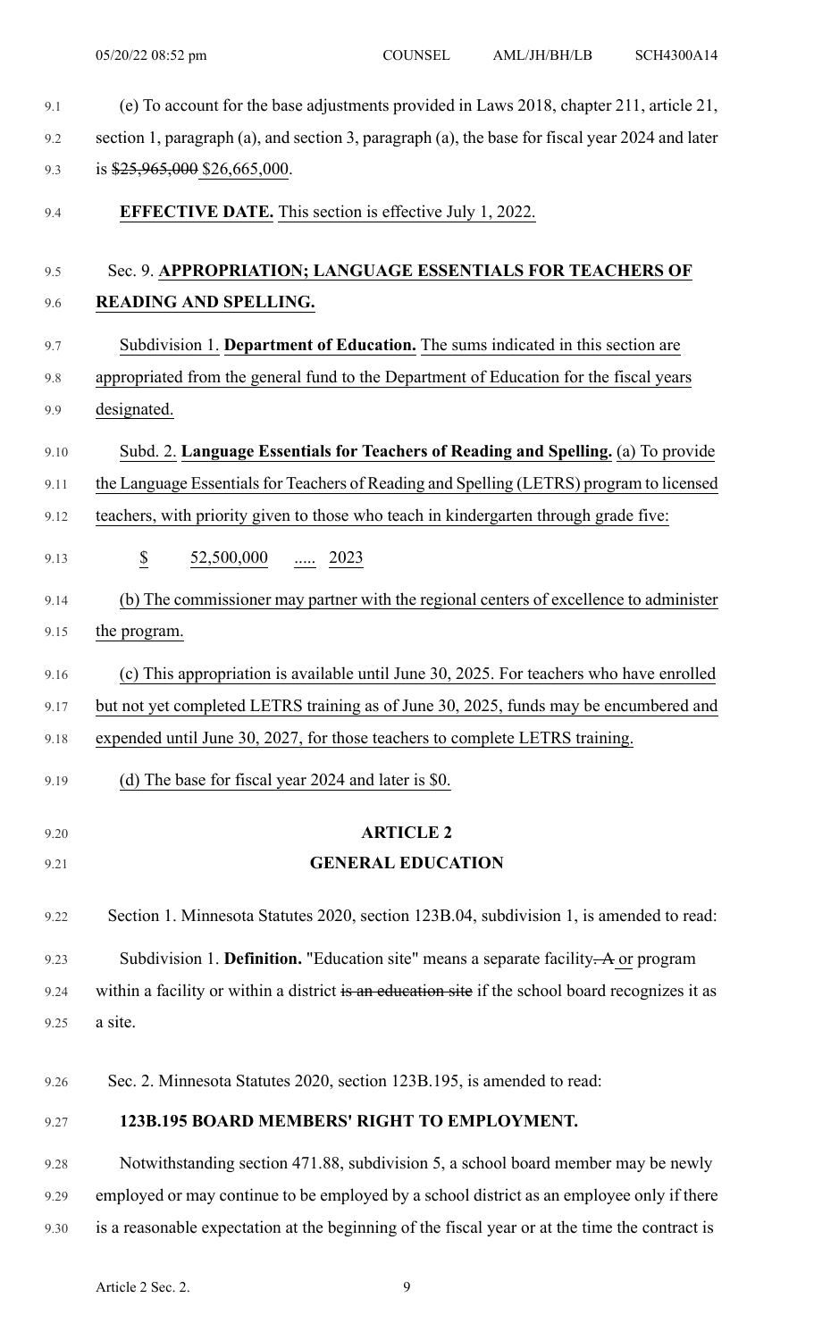(e) To account for the base adjustments provided in Laws 2018, chapter 211, article 21, section 1, paragraph (a), and section 3, paragraph (a), the base for fiscal year 2024 and later is ~~$25,965,000~~ $26,665,000.

**EFFECTIVE DATE.** This section is effective July 1, 2022.

Sec. 9. **APPROPRIATION; LANGUAGE ESSENTIALS FOR TEACHERS OF READING AND SPELLING.**

Subdivision 1. **Department of Education.** The sums indicated in this section are appropriated from the general fund to the Department of Education for the fiscal years designated.

Subd. 2. **Language Essentials for Teachers of Reading and Spelling.** (a) To provide the Language Essentials for Teachers of Reading and Spelling (LETRS) program to licensed teachers, with priority given to those who teach in kindergarten through grade five:

$ 52,500,000 ..... 2023

(b) The commissioner may partner with the regional centers of excellence to administer the program.

(c) This appropriation is available until June 30, 2025. For teachers who have enrolled but not yet completed LETRS training as of June 30, 2025, funds may be encumbered and expended until June 30, 2027, for those teachers to complete LETRS training.

(d) The base for fiscal year 2024 and later is $0.

## ARTICLE 2
## GENERAL EDUCATION

Section 1. Minnesota Statutes 2020, section 123B.04, subdivision 1, is amended to read:

Subdivision 1. **Definition.** "Education site" means a separate facility~~. A~~ or program within a facility or within a district ~~is an education site~~ if the school board recognizes it as a site.

Sec. 2. Minnesota Statutes 2020, section 123B.195, is amended to read:

**123B.195 BOARD MEMBERS' RIGHT TO EMPLOYMENT.**

Notwithstanding section 471.88, subdivision 5, a school board member may be newly employed or may continue to be employed by a school district as an employee only if there is a reasonable expectation at the beginning of the fiscal year or at the time the contract is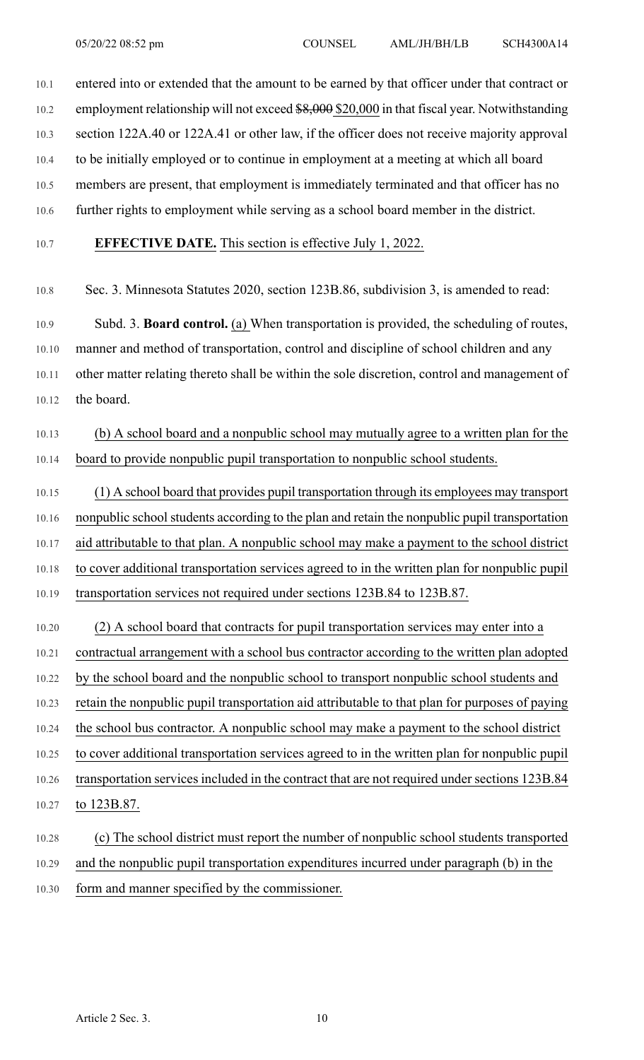entered into or extended that the amount to be earned by that officer under that contract or employment relationship will not exceed ~~$8,000~~ $20,000 in that fiscal year. Notwithstanding section 122A.40 or 122A.41 or other law, if the officer does not receive majority approval to be initially employed or to continue in employment at a meeting at which all board members are present, that employment is immediately terminated and that officer has no further rights to employment while serving as a school board member in the district.

**EFFECTIVE DATE.** This section is effective July 1, 2022.

Sec. 3. Minnesota Statutes 2020, section 123B.86, subdivision 3, is amended to read:

Subd. 3. **Board control.** (a) When transportation is provided, the scheduling of routes, manner and method of transportation, control and discipline of school children and any other matter relating thereto shall be within the sole discretion, control and management of the board.

(b) A school board and a nonpublic school may mutually agree to a written plan for the board to provide nonpublic pupil transportation to nonpublic school students.

(1) A school board that provides pupil transportation through its employees may transport nonpublic school students according to the plan and retain the nonpublic pupil transportation aid attributable to that plan. A nonpublic school may make a payment to the school district to cover additional transportation services agreed to in the written plan for nonpublic pupil transportation services not required under sections 123B.84 to 123B.87.

(2) A school board that contracts for pupil transportation services may enter into a contractual arrangement with a school bus contractor according to the written plan adopted by the school board and the nonpublic school to transport nonpublic school students and retain the nonpublic pupil transportation aid attributable to that plan for purposes of paying the school bus contractor. A nonpublic school may make a payment to the school district to cover additional transportation services agreed to in the written plan for nonpublic pupil transportation services included in the contract that are not required under sections 123B.84 to 123B.87.

(c) The school district must report the number of nonpublic school students transported and the nonpublic pupil transportation expenditures incurred under paragraph (b) in the form and manner specified by the commissioner.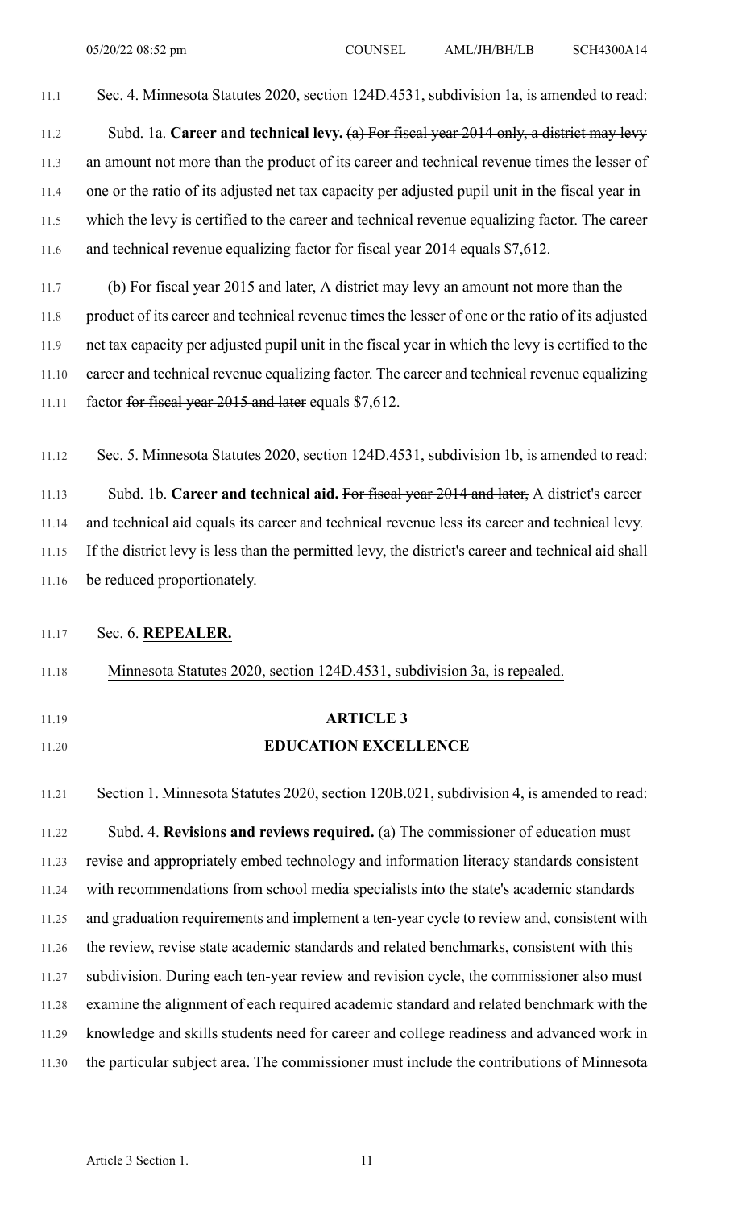Sec. 4. Minnesota Statutes 2020, section 124D.4531, subdivision 1a, is amended to read:

Subd. 1a. **Career and technical levy.** ~~(a) For fiscal year 2014 only, a district may levy an amount not more than the product of its career and technical revenue times the lesser of one or the ratio of its adjusted net tax capacity per adjusted pupil unit in the fiscal year in which the levy is certified to the career and technical revenue equalizing factor. The career and technical revenue equalizing factor for fiscal year 2014 equals $7,612.~~

~~(b) For fiscal year 2015 and later,~~ A district may levy an amount not more than the product of its career and technical revenue times the lesser of one or the ratio of its adjusted net tax capacity per adjusted pupil unit in the fiscal year in which the levy is certified to the career and technical revenue equalizing factor. The career and technical revenue equalizing factor ~~for fiscal year 2015 and later~~ equals $7,612.

Sec. 5. Minnesota Statutes 2020, section 124D.4531, subdivision 1b, is amended to read:

Subd. 1b. **Career and technical aid.** ~~For fiscal year 2014 and later,~~ A district's career and technical aid equals its career and technical revenue less its career and technical levy. If the district levy is less than the permitted levy, the district's career and technical aid shall be reduced proportionately.

Sec. 6. **REPEALER.**

Minnesota Statutes 2020, section 124D.4531, subdivision 3a, is repealed.

## ARTICLE 3

## EDUCATION EXCELLENCE

Section 1. Minnesota Statutes 2020, section 120B.021, subdivision 4, is amended to read:

Subd. 4. **Revisions and reviews required.** (a) The commissioner of education must revise and appropriately embed technology and information literacy standards consistent with recommendations from school media specialists into the state's academic standards and graduation requirements and implement a ten-year cycle to review and, consistent with the review, revise state academic standards and related benchmarks, consistent with this subdivision. During each ten-year review and revision cycle, the commissioner also must examine the alignment of each required academic standard and related benchmark with the knowledge and skills students need for career and college readiness and advanced work in the particular subject area. The commissioner must include the contributions of Minnesota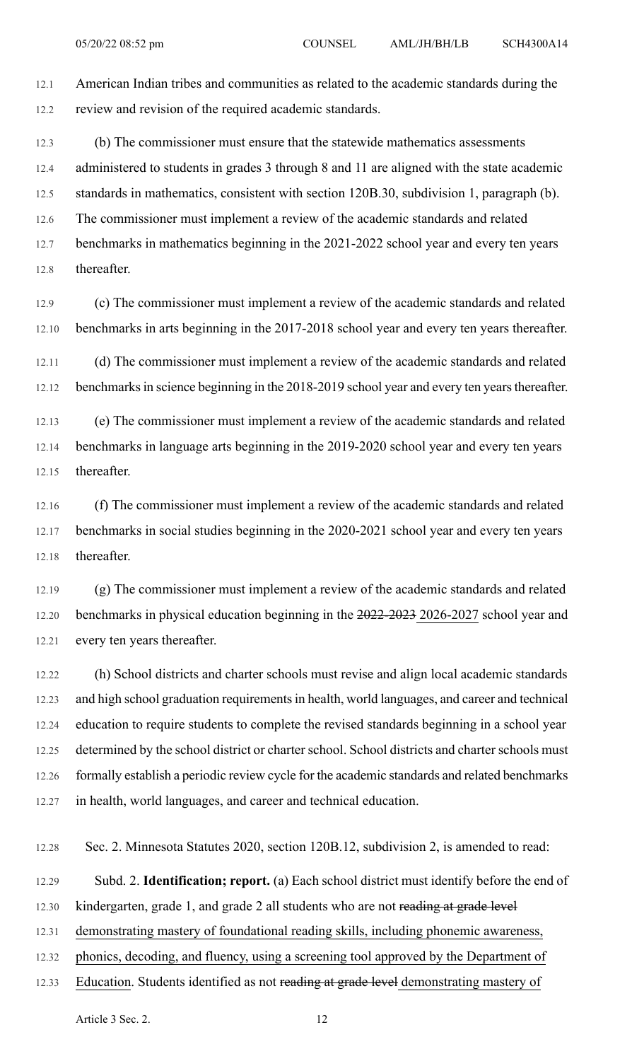American Indian tribes and communities as related to the academic standards during the review and revision of the required academic standards.

(b) The commissioner must ensure that the statewide mathematics assessments administered to students in grades 3 through 8 and 11 are aligned with the state academic standards in mathematics, consistent with section 120B.30, subdivision 1, paragraph (b). The commissioner must implement a review of the academic standards and related benchmarks in mathematics beginning in the 2021-2022 school year and every ten years thereafter.

(c) The commissioner must implement a review of the academic standards and related benchmarks in arts beginning in the 2017-2018 school year and every ten years thereafter.

(d) The commissioner must implement a review of the academic standards and related benchmarks in science beginning in the 2018-2019 school year and every ten years thereafter.

(e) The commissioner must implement a review of the academic standards and related benchmarks in language arts beginning in the 2019-2020 school year and every ten years thereafter.

(f) The commissioner must implement a review of the academic standards and related benchmarks in social studies beginning in the 2020-2021 school year and every ten years thereafter.

(g) The commissioner must implement a review of the academic standards and related benchmarks in physical education beginning in the ~~2022-2023~~ 2026-2027 school year and every ten years thereafter.

(h) School districts and charter schools must revise and align local academic standards and high school graduation requirements in health, world languages, and career and technical education to require students to complete the revised standards beginning in a school year determined by the school district or charter school. School districts and charter schools must formally establish a periodic review cycle for the academic standards and related benchmarks in health, world languages, and career and technical education.

Sec. 2. Minnesota Statutes 2020, section 120B.12, subdivision 2, is amended to read:

Subd. 2. **Identification; report.** (a) Each school district must identify before the end of kindergarten, grade 1, and grade 2 all students who are not ~~reading at grade level~~ demonstrating mastery of foundational reading skills, including phonemic awareness, phonics, decoding, and fluency, using a screening tool approved by the Department of Education. Students identified as not ~~reading at grade level~~ demonstrating mastery of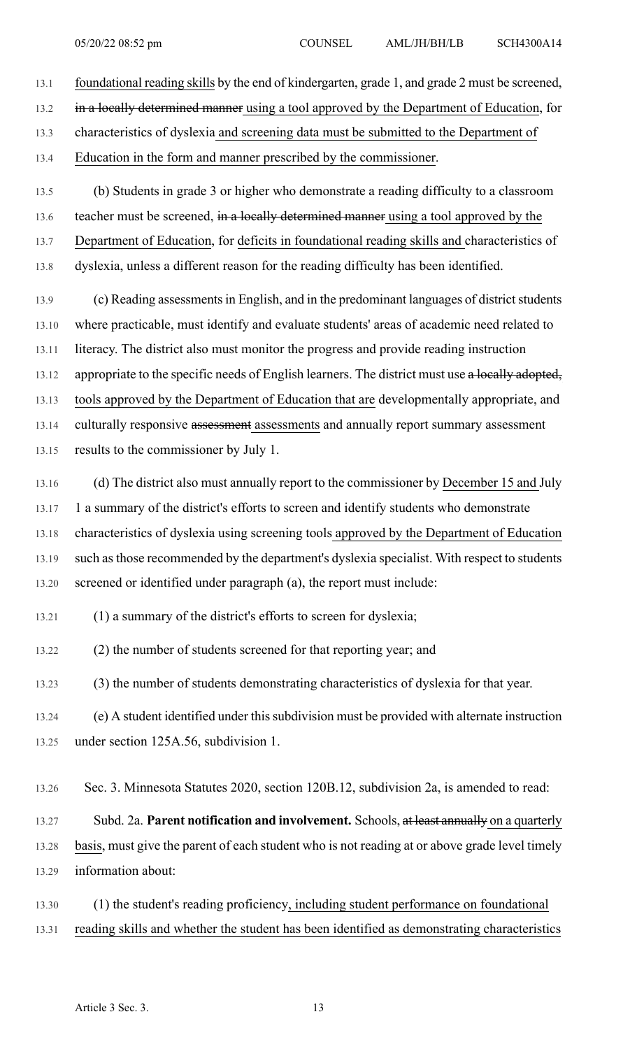foundational reading skills by the end of kindergarten, grade 1, and grade 2 must be screened, ~~in a locally determined manner~~ <u>using a tool approved by the Department of Education</u>, for characteristics of dyslexia <u>and screening data must be submitted to the Department of Education in the form and manner prescribed by the commissioner</u>.

(b) Students in grade 3 or higher who demonstrate a reading difficulty to a classroom teacher must be screened, ~~in a locally determined manner~~ <u>using a tool approved by the Department of Education</u>, for <u>deficits in foundational reading skills and</u> characteristics of dyslexia, unless a different reason for the reading difficulty has been identified.

(c) Reading assessments in English, and in the predominant languages of district students where practicable, must identify and evaluate students' areas of academic need related to literacy. The district also must monitor the progress and provide reading instruction appropriate to the specific needs of English learners. The district must use ~~a locally adopted,~~ <u>tools approved by the Department of Education that are</u> developmentally appropriate, and culturally responsive ~~assessment~~ <u>assessments</u> and annually report summary assessment results to the commissioner by July 1.

(d) The district also must annually report to the commissioner by <u>December 15 and</u> July 1 a summary of the district's efforts to screen and identify students who demonstrate characteristics of dyslexia using screening tools <u>approved by the Department of Education</u> such as those recommended by the department's dyslexia specialist. With respect to students screened or identified under paragraph (a), the report must include:

(1) a summary of the district's efforts to screen for dyslexia;

(2) the number of students screened for that reporting year; and

(3) the number of students demonstrating characteristics of dyslexia for that year.

(e) A student identified under this subdivision must be provided with alternate instruction under section 125A.56, subdivision 1.

Sec. 3. Minnesota Statutes 2020, section 120B.12, subdivision 2a, is amended to read:

Subd. 2a. **Parent notification and involvement.** Schools, ~~at least annually~~ <u>on a quarterly basis</u>, must give the parent of each student who is not reading at or above grade level timely information about:

(1) the student's reading proficiency<u>, including student performance on foundational reading skills and whether the student has been identified as demonstrating characteristics</u>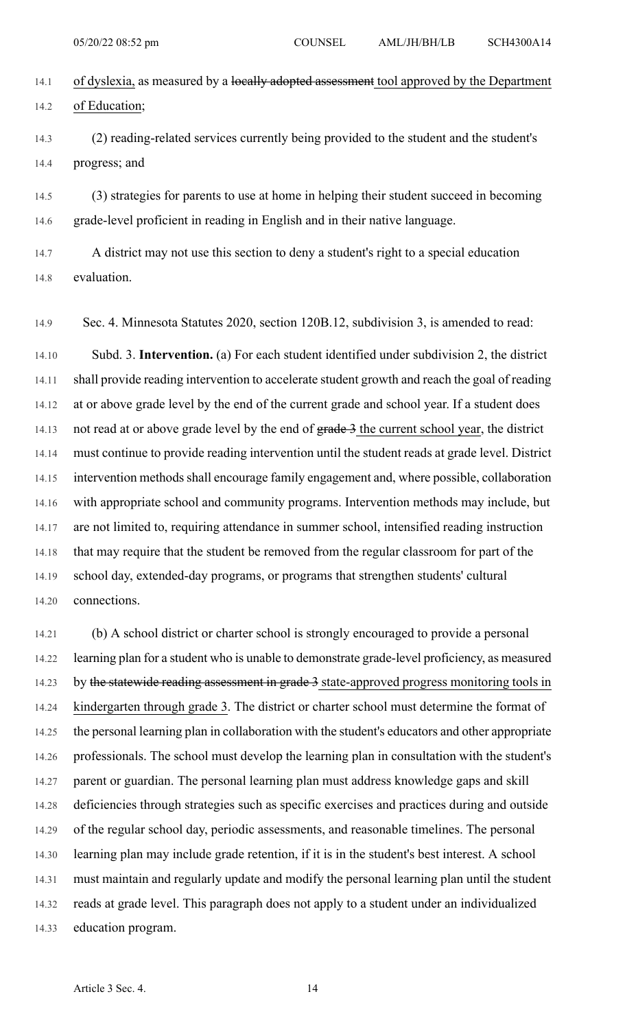of dyslexia, as measured by a ~~locally adopted assessment~~ tool approved by the Department of Education;

(2) reading-related services currently being provided to the student and the student's progress; and

(3) strategies for parents to use at home in helping their student succeed in becoming grade-level proficient in reading in English and in their native language.

A district may not use this section to deny a student's right to a special education evaluation.

Sec. 4. Minnesota Statutes 2020, section 120B.12, subdivision 3, is amended to read:

Subd. 3. **Intervention.** (a) For each student identified under subdivision 2, the district shall provide reading intervention to accelerate student growth and reach the goal of reading at or above grade level by the end of the current grade and school year. If a student does not read at or above grade level by the end of ~~grade 3~~ the current school year, the district must continue to provide reading intervention until the student reads at grade level. District intervention methods shall encourage family engagement and, where possible, collaboration with appropriate school and community programs. Intervention methods may include, but are not limited to, requiring attendance in summer school, intensified reading instruction that may require that the student be removed from the regular classroom for part of the school day, extended-day programs, or programs that strengthen students' cultural connections.

(b) A school district or charter school is strongly encouraged to provide a personal learning plan for a student who is unable to demonstrate grade-level proficiency, as measured by ~~the statewide reading assessment in grade 3~~ state-approved progress monitoring tools in kindergarten through grade 3. The district or charter school must determine the format of the personal learning plan in collaboration with the student's educators and other appropriate professionals. The school must develop the learning plan in consultation with the student's parent or guardian. The personal learning plan must address knowledge gaps and skill deficiencies through strategies such as specific exercises and practices during and outside of the regular school day, periodic assessments, and reasonable timelines. The personal learning plan may include grade retention, if it is in the student's best interest. A school must maintain and regularly update and modify the personal learning plan until the student reads at grade level. This paragraph does not apply to a student under an individualized education program.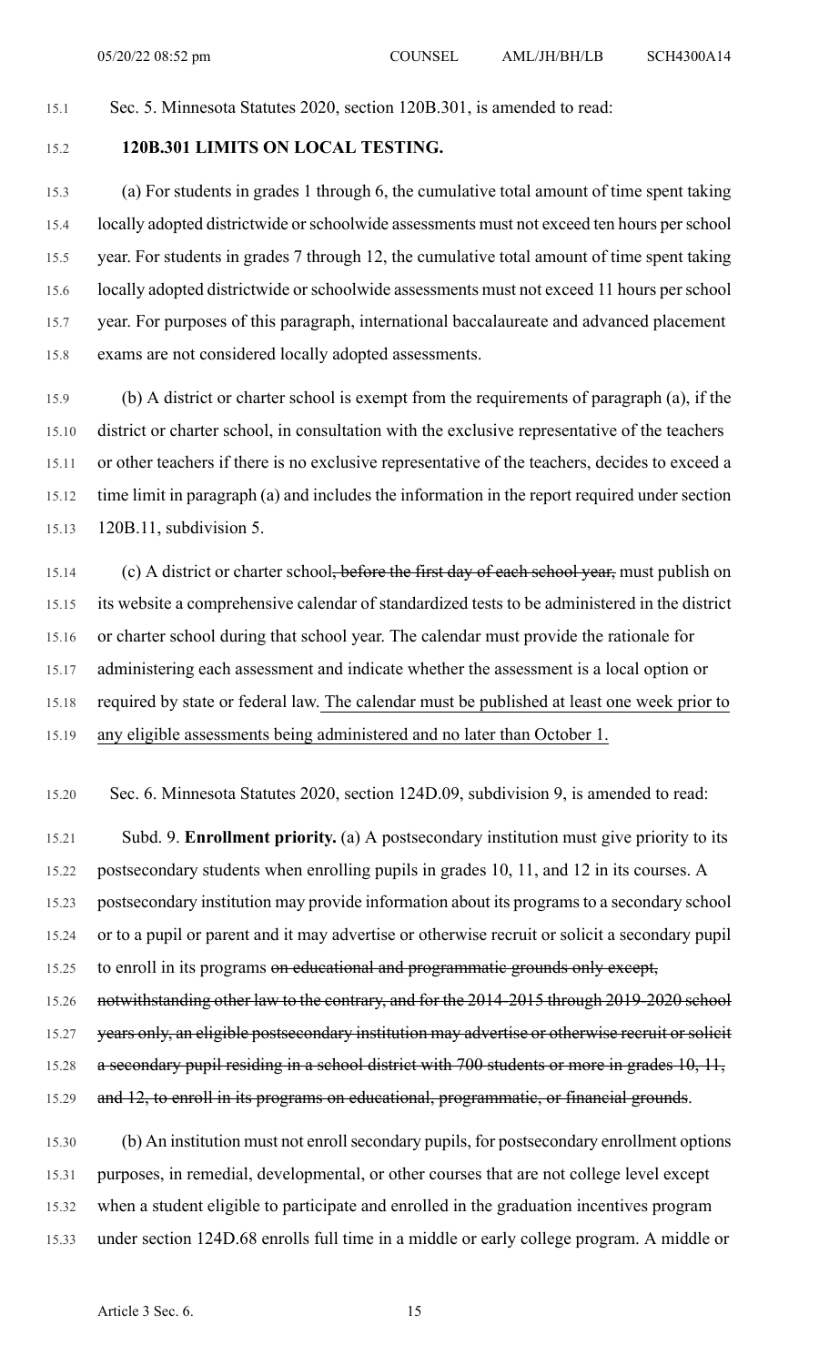Sec. 5. Minnesota Statutes 2020, section 120B.301, is amended to read:

**120B.301 LIMITS ON LOCAL TESTING.**

(a) For students in grades 1 through 6, the cumulative total amount of time spent taking locally adopted districtwide or schoolwide assessments must not exceed ten hours per school year. For students in grades 7 through 12, the cumulative total amount of time spent taking locally adopted districtwide or schoolwide assessments must not exceed 11 hours per school year. For purposes of this paragraph, international baccalaureate and advanced placement exams are not considered locally adopted assessments.

(b) A district or charter school is exempt from the requirements of paragraph (a), if the district or charter school, in consultation with the exclusive representative of the teachers or other teachers if there is no exclusive representative of the teachers, decides to exceed a time limit in paragraph (a) and includes the information in the report required under section 120B.11, subdivision 5.

(c) A district or charter school~~, before the first day of each school year,~~ must publish on its website a comprehensive calendar of standardized tests to be administered in the district or charter school during that school year. The calendar must provide the rationale for administering each assessment and indicate whether the assessment is a local option or required by state or federal law. <u>The calendar must be published at least one week prior to any eligible assessments being administered and no later than October 1.</u>

Sec. 6. Minnesota Statutes 2020, section 124D.09, subdivision 9, is amended to read:

Subd. 9. **Enrollment priority.** (a) A postsecondary institution must give priority to its postsecondary students when enrolling pupils in grades 10, 11, and 12 in its courses. A postsecondary institution may provide information about its programs to a secondary school or to a pupil or parent and it may advertise or otherwise recruit or solicit a secondary pupil to enroll in its programs ~~on educational and programmatic grounds only except, notwithstanding other law to the contrary, and for the 2014-2015 through 2019-2020 school years only, an eligible postsecondary institution may advertise or otherwise recruit or solicit a secondary pupil residing in a school district with 700 students or more in grades 10, 11, and 12, to enroll in its programs on educational, programmatic, or financial grounds~~.

(b) An institution must not enroll secondary pupils, for postsecondary enrollment options purposes, in remedial, developmental, or other courses that are not college level except when a student eligible to participate and enrolled in the graduation incentives program under section 124D.68 enrolls full time in a middle or early college program. A middle or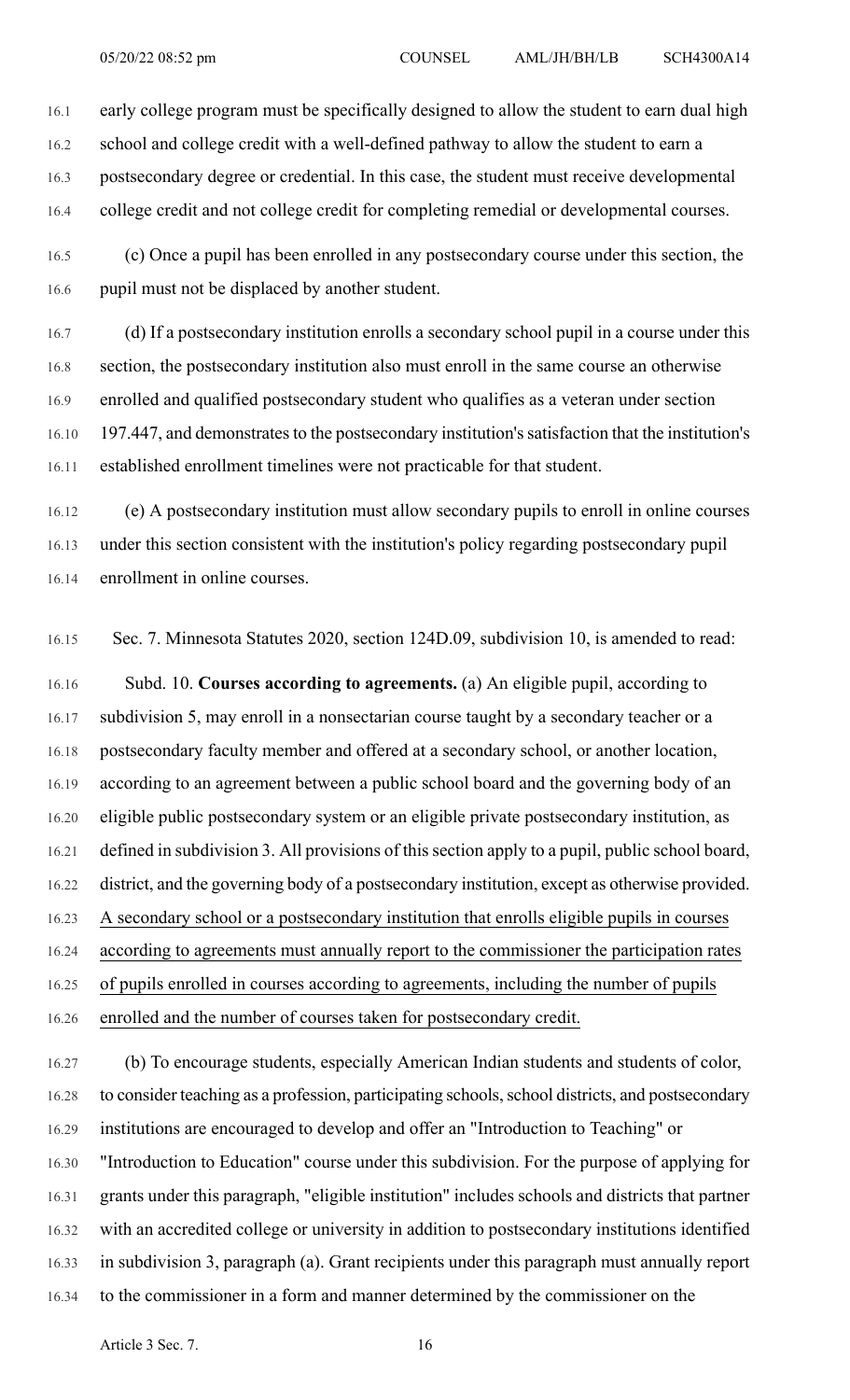early college program must be specifically designed to allow the student to earn dual high school and college credit with a well-defined pathway to allow the student to earn a postsecondary degree or credential. In this case, the student must receive developmental college credit and not college credit for completing remedial or developmental courses.

(c) Once a pupil has been enrolled in any postsecondary course under this section, the pupil must not be displaced by another student.

(d) If a postsecondary institution enrolls a secondary school pupil in a course under this section, the postsecondary institution also must enroll in the same course an otherwise enrolled and qualified postsecondary student who qualifies as a veteran under section 197.447, and demonstrates to the postsecondary institution's satisfaction that the institution's established enrollment timelines were not practicable for that student.

(e) A postsecondary institution must allow secondary pupils to enroll in online courses under this section consistent with the institution's policy regarding postsecondary pupil enrollment in online courses.

Sec. 7. Minnesota Statutes 2020, section 124D.09, subdivision 10, is amended to read:

Subd. 10. **Courses according to agreements.** (a) An eligible pupil, according to subdivision 5, may enroll in a nonsectarian course taught by a secondary teacher or a postsecondary faculty member and offered at a secondary school, or another location, according to an agreement between a public school board and the governing body of an eligible public postsecondary system or an eligible private postsecondary institution, as defined in subdivision 3. All provisions of this section apply to a pupil, public school board, district, and the governing body of a postsecondary institution, except as otherwise provided. A secondary school or a postsecondary institution that enrolls eligible pupils in courses according to agreements must annually report to the commissioner the participation rates of pupils enrolled in courses according to agreements, including the number of pupils enrolled and the number of courses taken for postsecondary credit.

(b) To encourage students, especially American Indian students and students of color, to consider teaching as a profession, participating schools, school districts, and postsecondary institutions are encouraged to develop and offer an "Introduction to Teaching" or "Introduction to Education" course under this subdivision. For the purpose of applying for grants under this paragraph, "eligible institution" includes schools and districts that partner with an accredited college or university in addition to postsecondary institutions identified in subdivision 3, paragraph (a). Grant recipients under this paragraph must annually report to the commissioner in a form and manner determined by the commissioner on the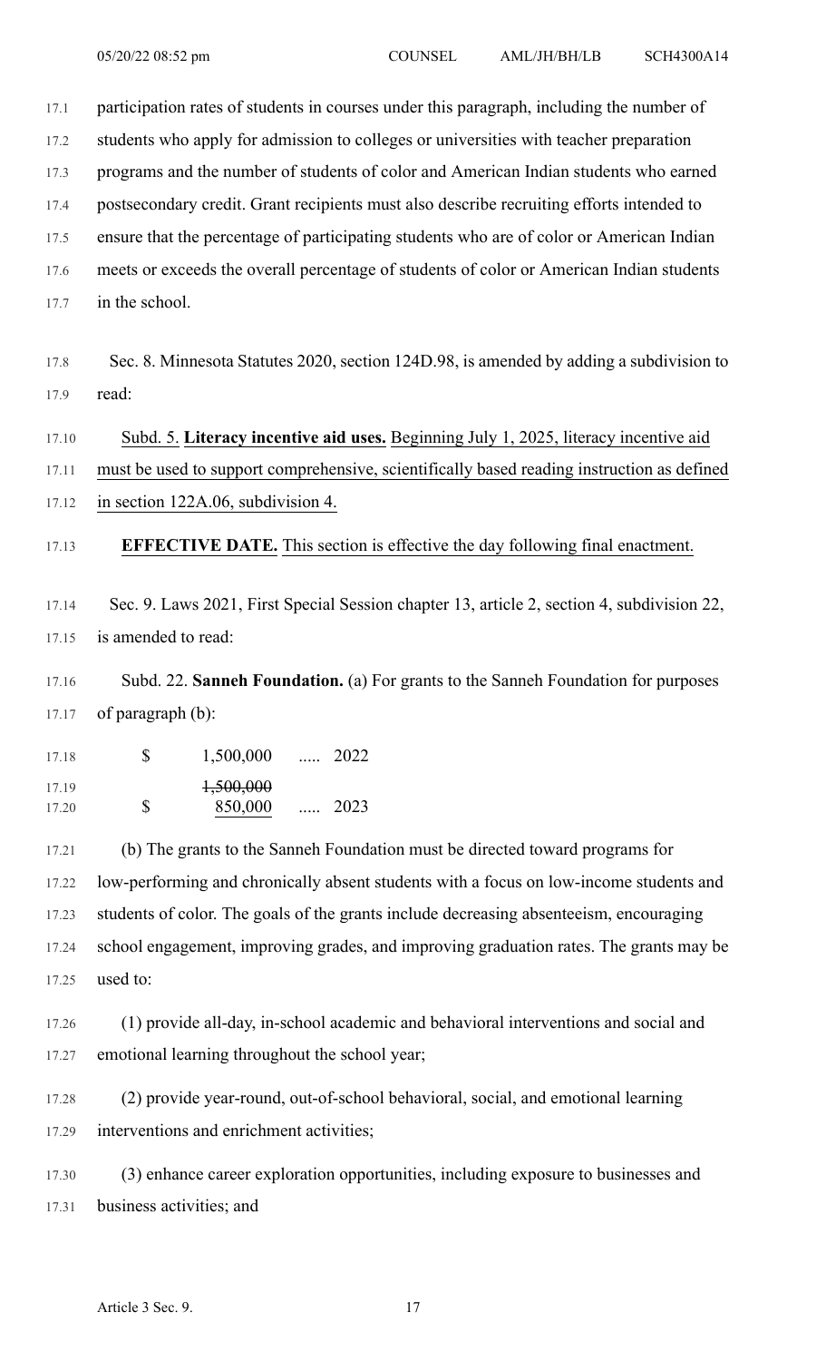participation rates of students in courses under this paragraph, including the number of students who apply for admission to colleges or universities with teacher preparation programs and the number of students of color and American Indian students who earned postsecondary credit. Grant recipients must also describe recruiting efforts intended to ensure that the percentage of participating students who are of color or American Indian meets or exceeds the overall percentage of students of color or American Indian students in the school.

Sec. 8. Minnesota Statutes 2020, section 124D.98, is amended by adding a subdivision to read:

Subd. 5. **Literacy incentive aid uses.** Beginning July 1, 2025, literacy incentive aid must be used to support comprehensive, scientifically based reading instruction as defined in section 122A.06, subdivision 4.

**EFFECTIVE DATE.** This section is effective the day following final enactment.

Sec. 9. Laws 2021, First Special Session chapter 13, article 2, section 4, subdivision 22, is amended to read:

Subd. 22. **Sanneh Foundation.** (a) For grants to the Sanneh Foundation for purposes of paragraph (b):

$ 1,500,000 ..... 2022

$ ~~1,500,000~~ 850,000 ..... 2023

(b) The grants to the Sanneh Foundation must be directed toward programs for low-performing and chronically absent students with a focus on low-income students and students of color. The goals of the grants include decreasing absenteeism, encouraging school engagement, improving grades, and improving graduation rates. The grants may be used to:

(1) provide all-day, in-school academic and behavioral interventions and social and emotional learning throughout the school year;

(2) provide year-round, out-of-school behavioral, social, and emotional learning interventions and enrichment activities;

(3) enhance career exploration opportunities, including exposure to businesses and business activities; and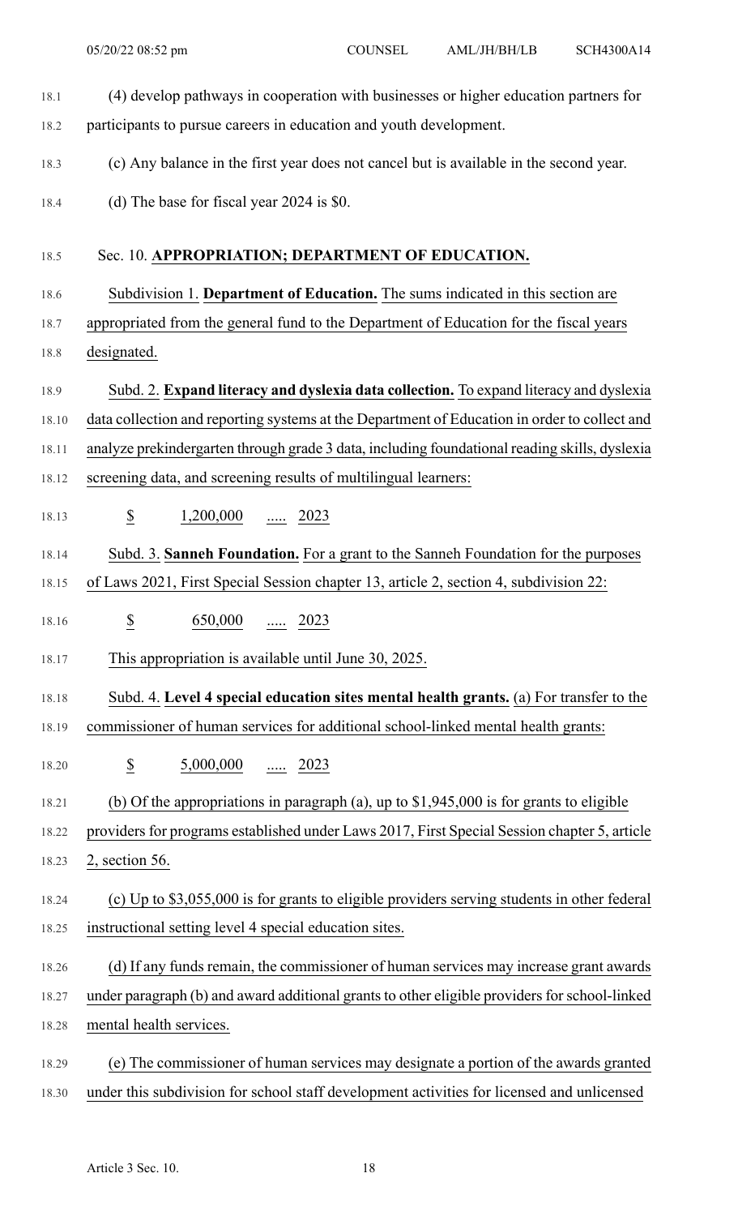(4) develop pathways in cooperation with businesses or higher education partners for participants to pursue careers in education and youth development.

(c) Any balance in the first year does not cancel but is available in the second year.

(d) The base for fiscal year 2024 is $0.

Sec. 10. **APPROPRIATION; DEPARTMENT OF EDUCATION.**

Subdivision 1. **Department of Education.** The sums indicated in this section are appropriated from the general fund to the Department of Education for the fiscal years designated.

Subd. 2. **Expand literacy and dyslexia data collection.** To expand literacy and dyslexia data collection and reporting systems at the Department of Education in order to collect and analyze prekindergarten through grade 3 data, including foundational reading skills, dyslexia screening data, and screening results of multilingual learners:

$ 1,200,000 ..... 2023

Subd. 3. **Sanneh Foundation.** For a grant to the Sanneh Foundation for the purposes of Laws 2021, First Special Session chapter 13, article 2, section 4, subdivision 22:

$ 650,000 ..... 2023

This appropriation is available until June 30, 2025.

Subd. 4. **Level 4 special education sites mental health grants.** (a) For transfer to the commissioner of human services for additional school-linked mental health grants:

$ 5,000,000 ..... 2023

(b) Of the appropriations in paragraph (a), up to $1,945,000 is for grants to eligible providers for programs established under Laws 2017, First Special Session chapter 5, article 2, section 56.

(c) Up to $3,055,000 is for grants to eligible providers serving students in other federal instructional setting level 4 special education sites.

(d) If any funds remain, the commissioner of human services may increase grant awards under paragraph (b) and award additional grants to other eligible providers for school-linked mental health services.

(e) The commissioner of human services may designate a portion of the awards granted under this subdivision for school staff development activities for licensed and unlicensed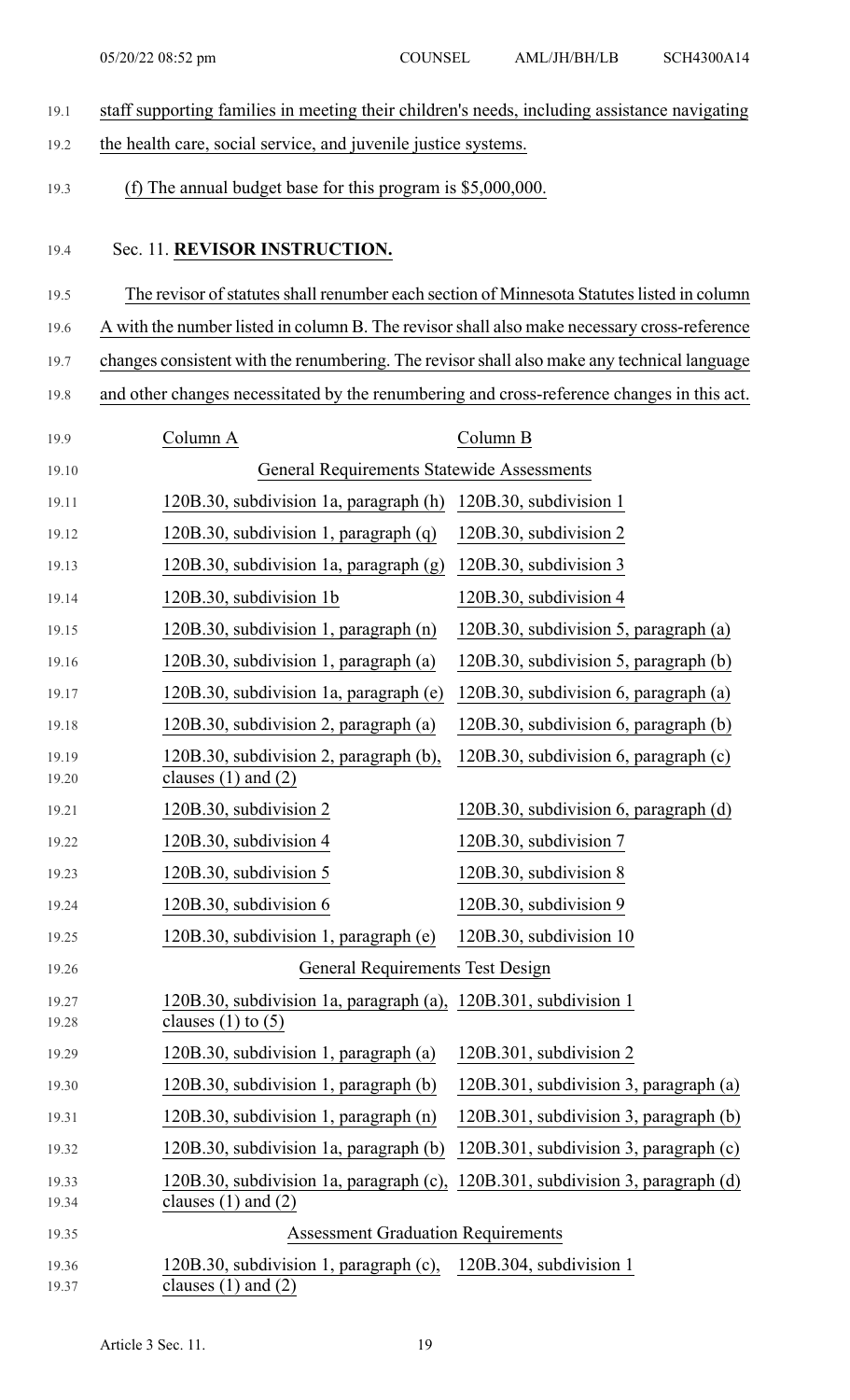staff supporting families in meeting their children's needs, including assistance navigating the health care, social service, and juvenile justice systems.

(f) The annual budget base for this program is $5,000,000.

Sec. 11. **REVISOR INSTRUCTION.**

The revisor of statutes shall renumber each section of Minnesota Statutes listed in column A with the number listed in column B. The revisor shall also make necessary cross-reference changes consistent with the renumbering. The revisor shall also make any technical language and other changes necessitated by the renumbering and cross-reference changes in this act.

| Column A | Column B |
| --- | --- |
| General Requirements Statewide Assessments | |
| 120B.30, subdivision 1a, paragraph (h) | 120B.30, subdivision 1 |
| 120B.30, subdivision 1, paragraph (q) | 120B.30, subdivision 2 |
| 120B.30, subdivision 1a, paragraph (g) | 120B.30, subdivision 3 |
| 120B.30, subdivision 1b | 120B.30, subdivision 4 |
| 120B.30, subdivision 1, paragraph (n) | 120B.30, subdivision 5, paragraph (a) |
| 120B.30, subdivision 1, paragraph (a) | 120B.30, subdivision 5, paragraph (b) |
| 120B.30, subdivision 1a, paragraph (e) | 120B.30, subdivision 6, paragraph (a) |
| 120B.30, subdivision 2, paragraph (a) | 120B.30, subdivision 6, paragraph (b) |
| 120B.30, subdivision 2, paragraph (b), clauses (1) and (2) | 120B.30, subdivision 6, paragraph (c) |
| 120B.30, subdivision 2 | 120B.30, subdivision 6, paragraph (d) |
| 120B.30, subdivision 4 | 120B.30, subdivision 7 |
| 120B.30, subdivision 5 | 120B.30, subdivision 8 |
| 120B.30, subdivision 6 | 120B.30, subdivision 9 |
| 120B.30, subdivision 1, paragraph (e) | 120B.30, subdivision 10 |
| General Requirements Test Design | |
| 120B.30, subdivision 1a, paragraph (a), clauses (1) to (5) | 120B.301, subdivision 1 |
| 120B.30, subdivision 1, paragraph (a) | 120B.301, subdivision 2 |
| 120B.30, subdivision 1, paragraph (b) | 120B.301, subdivision 3, paragraph (a) |
| 120B.30, subdivision 1, paragraph (n) | 120B.301, subdivision 3, paragraph (b) |
| 120B.30, subdivision 1a, paragraph (b) | 120B.301, subdivision 3, paragraph (c) |
| 120B.30, subdivision 1a, paragraph (c), clauses (1) and (2) | 120B.301, subdivision 3, paragraph (d) |
| Assessment Graduation Requirements | |
| 120B.30, subdivision 1, paragraph (c), clauses (1) and (2) | 120B.304, subdivision 1 |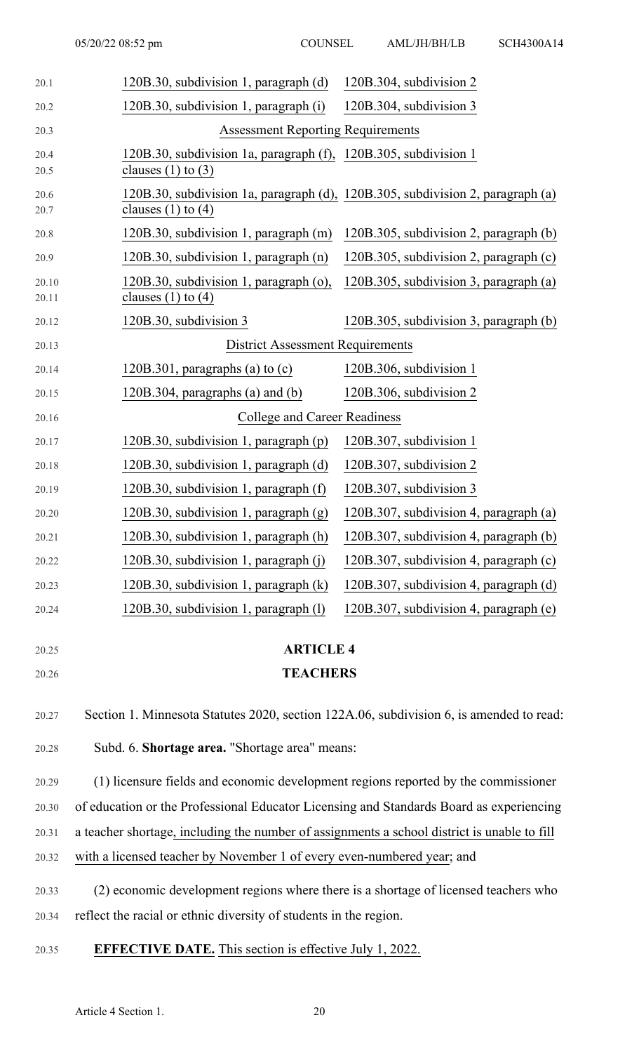| | |
|---|---|
| 120B.30, subdivision 1, paragraph (d) | 120B.304, subdivision 2 |
| 120B.30, subdivision 1, paragraph (i) | 120B.304, subdivision 3 |
| Assessment Reporting Requirements | |
| 120B.30, subdivision 1a, paragraph (f), clauses (1) to (3) | 120B.305, subdivision 1 |
| 120B.30, subdivision 1a, paragraph (d), clauses (1) to (4) | 120B.305, subdivision 2, paragraph (a) |
| 120B.30, subdivision 1, paragraph (m) | 120B.305, subdivision 2, paragraph (b) |
| 120B.30, subdivision 1, paragraph (n) | 120B.305, subdivision 2, paragraph (c) |
| 120B.30, subdivision 1, paragraph (o), clauses (1) to (4) | 120B.305, subdivision 3, paragraph (a) |
| 120B.30, subdivision 3 | 120B.305, subdivision 3, paragraph (b) |
| District Assessment Requirements | |
| 120B.301, paragraphs (a) to (c) | 120B.306, subdivision 1 |
| 120B.304, paragraphs (a) and (b) | 120B.306, subdivision 2 |
| College and Career Readiness | |
| 120B.30, subdivision 1, paragraph (p) | 120B.307, subdivision 1 |
| 120B.30, subdivision 1, paragraph (d) | 120B.307, subdivision 2 |
| 120B.30, subdivision 1, paragraph (f) | 120B.307, subdivision 3 |
| 120B.30, subdivision 1, paragraph (g) | 120B.307, subdivision 4, paragraph (a) |
| 120B.30, subdivision 1, paragraph (h) | 120B.307, subdivision 4, paragraph (b) |
| 120B.30, subdivision 1, paragraph (j) | 120B.307, subdivision 4, paragraph (c) |
| 120B.30, subdivision 1, paragraph (k) | 120B.307, subdivision 4, paragraph (d) |
| 120B.30, subdivision 1, paragraph (l) | 120B.307, subdivision 4, paragraph (e) |

## ARTICLE 4
## TEACHERS

Section 1. Minnesota Statutes 2020, section 122A.06, subdivision 6, is amended to read:

Subd. 6. **Shortage area.** "Shortage area" means:

(1) licensure fields and economic development regions reported by the commissioner of education or the Professional Educator Licensing and Standards Board as experiencing a teacher shortage, including the number of assignments a school district is unable to fill with a licensed teacher by November 1 of every even-numbered year; and

(2) economic development regions where there is a shortage of licensed teachers who reflect the racial or ethnic diversity of students in the region.

**EFFECTIVE DATE.** This section is effective July 1, 2022.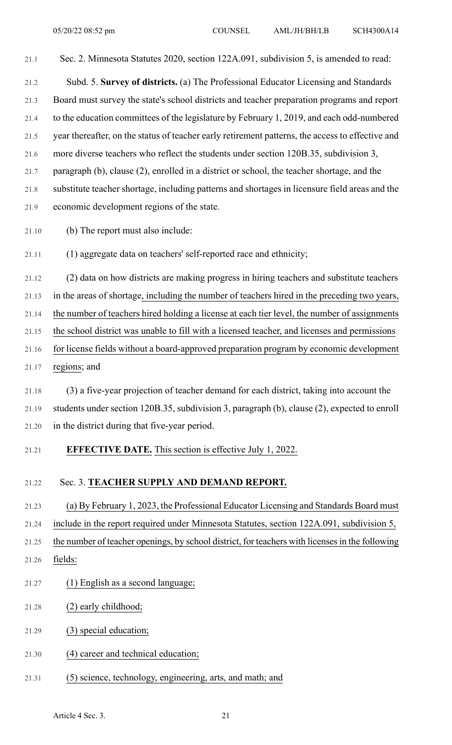Sec. 2. Minnesota Statutes 2020, section 122A.091, subdivision 5, is amended to read:

Subd. 5. **Survey of districts.** (a) The Professional Educator Licensing and Standards Board must survey the state's school districts and teacher preparation programs and report to the education committees of the legislature by February 1, 2019, and each odd-numbered year thereafter, on the status of teacher early retirement patterns, the access to effective and more diverse teachers who reflect the students under section 120B.35, subdivision 3, paragraph (b), clause (2), enrolled in a district or school, the teacher shortage, and the substitute teacher shortage, including patterns and shortages in licensure field areas and the economic development regions of the state.

(b) The report must also include:

(1) aggregate data on teachers' self-reported race and ethnicity;

(2) data on how districts are making progress in hiring teachers and substitute teachers in the areas of shortage, including the number of teachers hired in the preceding two years, the number of teachers hired holding a license at each tier level, the number of assignments the school district was unable to fill with a licensed teacher, and licenses and permissions for license fields without a board-approved preparation program by economic development regions; and

(3) a five-year projection of teacher demand for each district, taking into account the students under section 120B.35, subdivision 3, paragraph (b), clause (2), expected to enroll in the district during that five-year period.

**EFFECTIVE DATE.** This section is effective July 1, 2022.

Sec. 3. **TEACHER SUPPLY AND DEMAND REPORT.**

(a) By February 1, 2023, the Professional Educator Licensing and Standards Board must include in the report required under Minnesota Statutes, section 122A.091, subdivision 5, the number of teacher openings, by school district, for teachers with licenses in the following fields:

(1) English as a second language;

(2) early childhood;

(3) special education;

(4) career and technical education;

(5) science, technology, engineering, arts, and math; and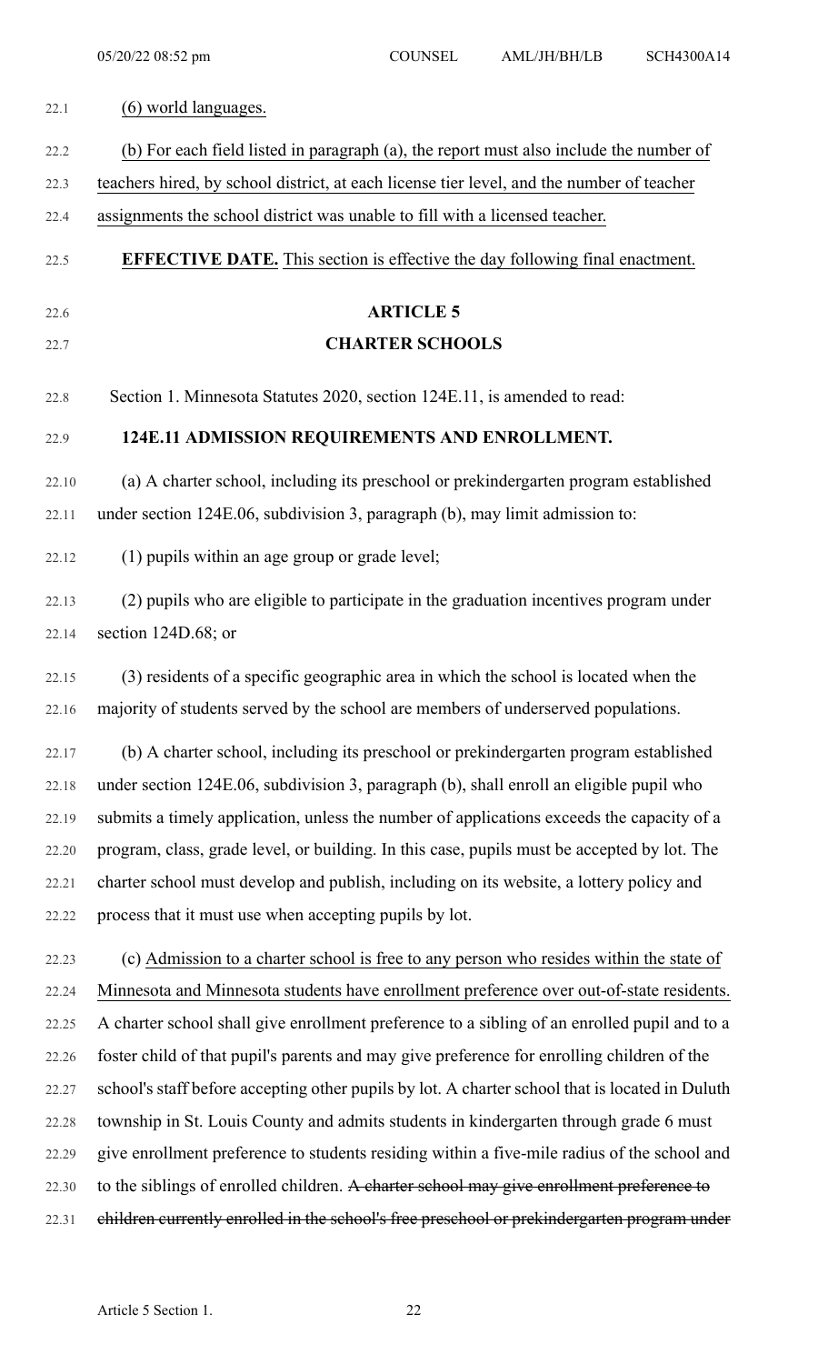(6) world languages.

(b) For each field listed in paragraph (a), the report must also include the number of teachers hired, by school district, at each license tier level, and the number of teacher assignments the school district was unable to fill with a licensed teacher.

**EFFECTIVE DATE.** This section is effective the day following final enactment.

## ARTICLE 5

## CHARTER SCHOOLS

Section 1. Minnesota Statutes 2020, section 124E.11, is amended to read:

**124E.11 ADMISSION REQUIREMENTS AND ENROLLMENT.**

(a) A charter school, including its preschool or prekindergarten program established under section 124E.06, subdivision 3, paragraph (b), may limit admission to:

(1) pupils within an age group or grade level;

(2) pupils who are eligible to participate in the graduation incentives program under section 124D.68; or

(3) residents of a specific geographic area in which the school is located when the majority of students served by the school are members of underserved populations.

(b) A charter school, including its preschool or prekindergarten program established under section 124E.06, subdivision 3, paragraph (b), shall enroll an eligible pupil who submits a timely application, unless the number of applications exceeds the capacity of a program, class, grade level, or building. In this case, pupils must be accepted by lot. The charter school must develop and publish, including on its website, a lottery policy and process that it must use when accepting pupils by lot.

(c) Admission to a charter school is free to any person who resides within the state of Minnesota and Minnesota students have enrollment preference over out-of-state residents. A charter school shall give enrollment preference to a sibling of an enrolled pupil and to a foster child of that pupil's parents and may give preference for enrolling children of the school's staff before accepting other pupils by lot. A charter school that is located in Duluth township in St. Louis County and admits students in kindergarten through grade 6 must give enrollment preference to students residing within a five-mile radius of the school and to the siblings of enrolled children. ~~A charter school may give enrollment preference to children currently enrolled in the school's free preschool or prekindergarten program under~~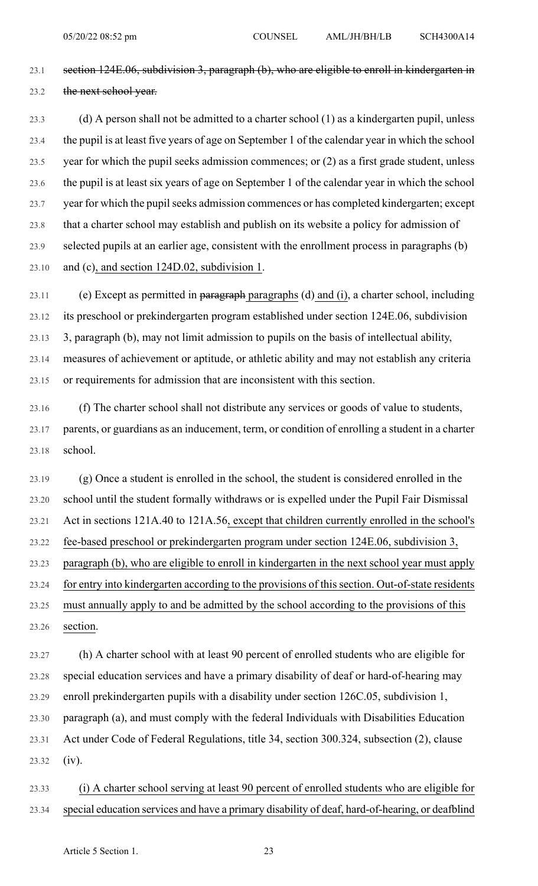section 124E.06, subdivision 3, paragraph (b), who are eligible to enroll in kindergarten in the next school year.

(d) A person shall not be admitted to a charter school (1) as a kindergarten pupil, unless the pupil is at least five years of age on September 1 of the calendar year in which the school year for which the pupil seeks admission commences; or (2) as a first grade student, unless the pupil is at least six years of age on September 1 of the calendar year in which the school year for which the pupil seeks admission commences or has completed kindergarten; except that a charter school may establish and publish on its website a policy for admission of selected pupils at an earlier age, consistent with the enrollment process in paragraphs (b) and (c), and section 124D.02, subdivision 1.

(e) Except as permitted in paragraph paragraphs (d) and (i), a charter school, including its preschool or prekindergarten program established under section 124E.06, subdivision 3, paragraph (b), may not limit admission to pupils on the basis of intellectual ability, measures of achievement or aptitude, or athletic ability and may not establish any criteria or requirements for admission that are inconsistent with this section.

(f) The charter school shall not distribute any services or goods of value to students, parents, or guardians as an inducement, term, or condition of enrolling a student in a charter school.

(g) Once a student is enrolled in the school, the student is considered enrolled in the school until the student formally withdraws or is expelled under the Pupil Fair Dismissal Act in sections 121A.40 to 121A.56, except that children currently enrolled in the school's fee-based preschool or prekindergarten program under section 124E.06, subdivision 3, paragraph (b), who are eligible to enroll in kindergarten in the next school year must apply for entry into kindergarten according to the provisions of this section. Out-of-state residents must annually apply to and be admitted by the school according to the provisions of this section.

(h) A charter school with at least 90 percent of enrolled students who are eligible for special education services and have a primary disability of deaf or hard-of-hearing may enroll prekindergarten pupils with a disability under section 126C.05, subdivision 1, paragraph (a), and must comply with the federal Individuals with Disabilities Education Act under Code of Federal Regulations, title 34, section 300.324, subsection (2), clause (iv).

(i) A charter school serving at least 90 percent of enrolled students who are eligible for special education services and have a primary disability of deaf, hard-of-hearing, or deafblind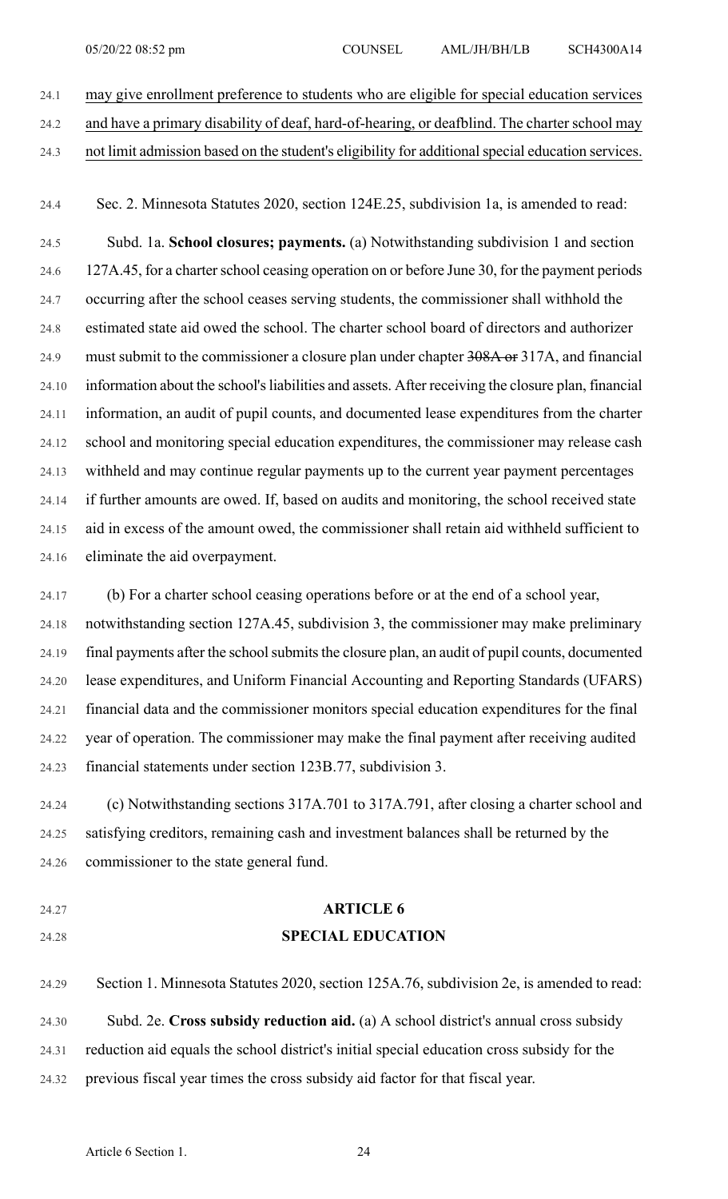may give enrollment preference to students who are eligible for special education services and have a primary disability of deaf, hard-of-hearing, or deafblind. The charter school may not limit admission based on the student's eligibility for additional special education services.

Sec. 2. Minnesota Statutes 2020, section 124E.25, subdivision 1a, is amended to read:

Subd. 1a. **School closures; payments.** (a) Notwithstanding subdivision 1 and section 127A.45, for a charter school ceasing operation on or before June 30, for the payment periods occurring after the school ceases serving students, the commissioner shall withhold the estimated state aid owed the school. The charter school board of directors and authorizer must submit to the commissioner a closure plan under chapter ~~308A or~~ 317A, and financial information about the school's liabilities and assets. After receiving the closure plan, financial information, an audit of pupil counts, and documented lease expenditures from the charter school and monitoring special education expenditures, the commissioner may release cash withheld and may continue regular payments up to the current year payment percentages if further amounts are owed. If, based on audits and monitoring, the school received state aid in excess of the amount owed, the commissioner shall retain aid withheld sufficient to eliminate the aid overpayment.

(b) For a charter school ceasing operations before or at the end of a school year, notwithstanding section 127A.45, subdivision 3, the commissioner may make preliminary final payments after the school submits the closure plan, an audit of pupil counts, documented lease expenditures, and Uniform Financial Accounting and Reporting Standards (UFARS) financial data and the commissioner monitors special education expenditures for the final year of operation. The commissioner may make the final payment after receiving audited financial statements under section 123B.77, subdivision 3.

(c) Notwithstanding sections 317A.701 to 317A.791, after closing a charter school and satisfying creditors, remaining cash and investment balances shall be returned by the commissioner to the state general fund.

## ARTICLE 6
## SPECIAL EDUCATION

Section 1. Minnesota Statutes 2020, section 125A.76, subdivision 2e, is amended to read:

Subd. 2e. **Cross subsidy reduction aid.** (a) A school district's annual cross subsidy reduction aid equals the school district's initial special education cross subsidy for the previous fiscal year times the cross subsidy aid factor for that fiscal year.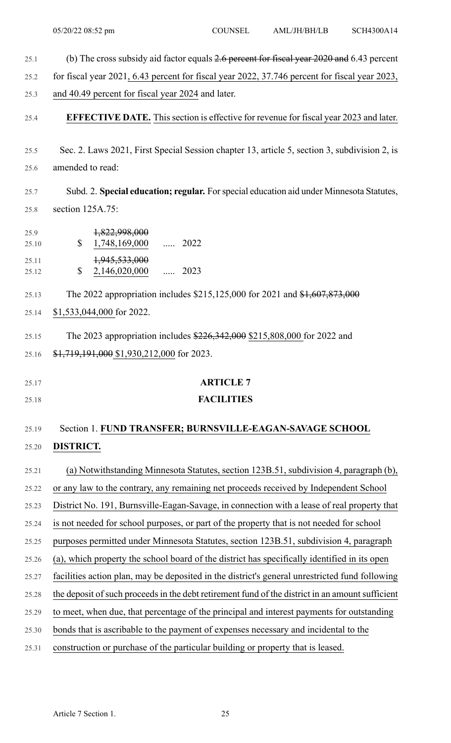(b) The cross subsidy aid factor equals ~~2.6 percent for fiscal year 2020 and~~ 6.43 percent for fiscal year 2021, 6.43 percent for fiscal year 2022, 37.746 percent for fiscal year 2023, and 40.49 percent for fiscal year 2024 and later.

**EFFECTIVE DATE.** This section is effective for revenue for fiscal year 2023 and later.

Sec. 2. Laws 2021, First Special Session chapter 13, article 5, section 3, subdivision 2, is amended to read:

Subd. 2. **Special education; regular.** For special education aid under Minnesota Statutes, section 125A.75:

| | | |
|---|---|---|
| $ | ~~1,822,998,000~~ 1,748,169,000 | ..... 2022 |
| $ | ~~1,945,533,000~~ 2,146,020,000 | ..... 2023 |

The 2022 appropriation includes $215,125,000 for 2021 and ~~$1,607,873,000~~ $1,533,044,000 for 2022.

The 2023 appropriation includes ~~$226,342,000~~ $215,808,000 for 2022 and ~~$1,719,191,000~~ $1,930,212,000 for 2023.

## ARTICLE 7

## FACILITIES

Section 1. **FUND TRANSFER; BURNSVILLE-EAGAN-SAVAGE SCHOOL DISTRICT.**

(a) Notwithstanding Minnesota Statutes, section 123B.51, subdivision 4, paragraph (b), or any law to the contrary, any remaining net proceeds received by Independent School District No. 191, Burnsville-Eagan-Savage, in connection with a lease of real property that is not needed for school purposes, or part of the property that is not needed for school purposes permitted under Minnesota Statutes, section 123B.51, subdivision 4, paragraph (a), which property the school board of the district has specifically identified in its open facilities action plan, may be deposited in the district's general unrestricted fund following the deposit of such proceeds in the debt retirement fund of the district in an amount sufficient to meet, when due, that percentage of the principal and interest payments for outstanding bonds that is ascribable to the payment of expenses necessary and incidental to the construction or purchase of the particular building or property that is leased.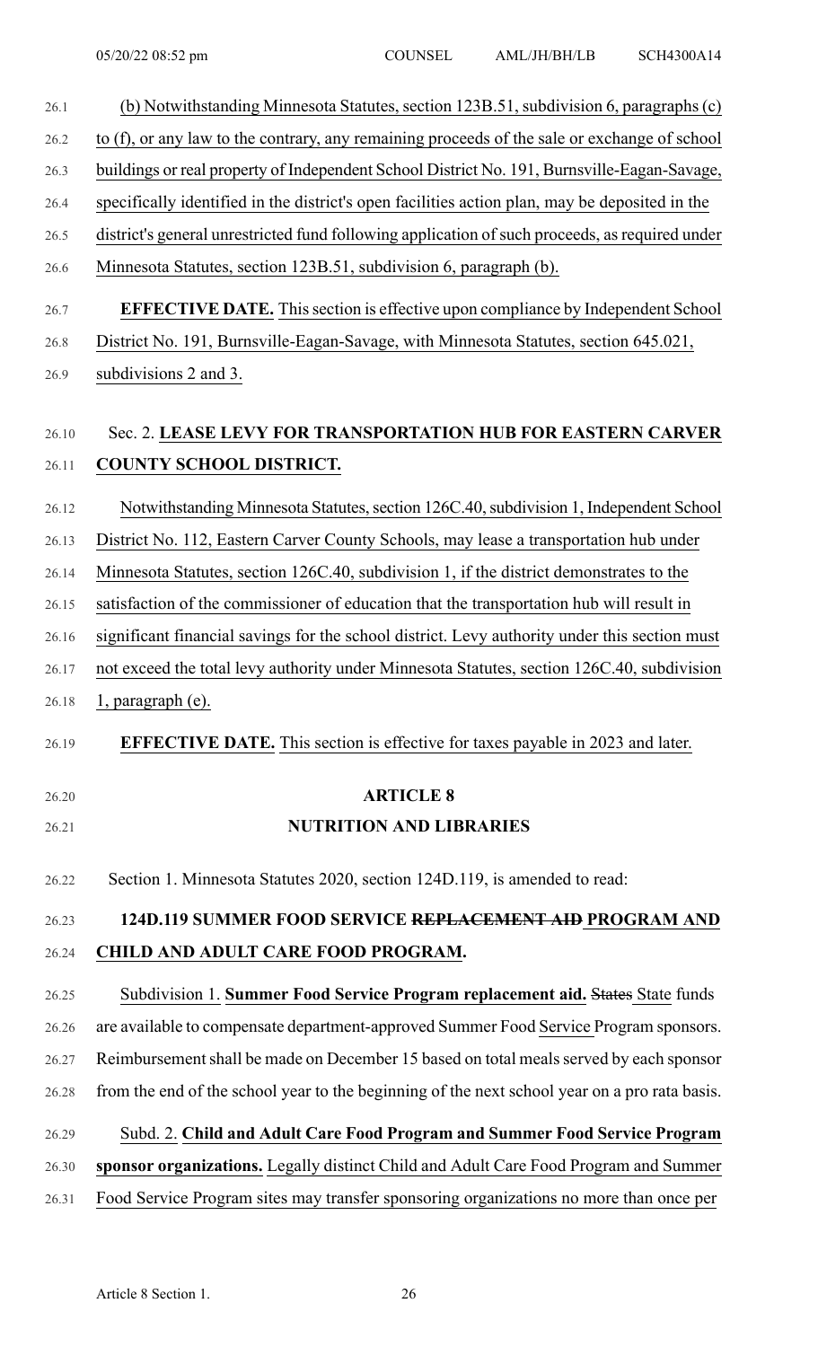(b) Notwithstanding Minnesota Statutes, section 123B.51, subdivision 6, paragraphs (c) to (f), or any law to the contrary, any remaining proceeds of the sale or exchange of school buildings or real property of Independent School District No. 191, Burnsville-Eagan-Savage, specifically identified in the district's open facilities action plan, may be deposited in the district's general unrestricted fund following application of such proceeds, as required under Minnesota Statutes, section 123B.51, subdivision 6, paragraph (b).

**EFFECTIVE DATE.** This section is effective upon compliance by Independent School District No. 191, Burnsville-Eagan-Savage, with Minnesota Statutes, section 645.021, subdivisions 2 and 3.

Sec. 2. **LEASE LEVY FOR TRANSPORTATION HUB FOR EASTERN CARVER COUNTY SCHOOL DISTRICT.**

Notwithstanding Minnesota Statutes, section 126C.40, subdivision 1, Independent School District No. 112, Eastern Carver County Schools, may lease a transportation hub under Minnesota Statutes, section 126C.40, subdivision 1, if the district demonstrates to the satisfaction of the commissioner of education that the transportation hub will result in significant financial savings for the school district. Levy authority under this section must not exceed the total levy authority under Minnesota Statutes, section 126C.40, subdivision 1, paragraph (e).

**EFFECTIVE DATE.** This section is effective for taxes payable in 2023 and later.

## ARTICLE 8
## NUTRITION AND LIBRARIES

Section 1. Minnesota Statutes 2020, section 124D.119, is amended to read:

**124D.119 SUMMER FOOD SERVICE ~~REPLACEMENT AID~~ PROGRAM AND CHILD AND ADULT CARE FOOD PROGRAM.**

Subdivision 1. **Summer Food Service Program replacement aid.** ~~States~~ State funds are available to compensate department-approved Summer Food Service Program sponsors. Reimbursement shall be made on December 15 based on total meals served by each sponsor from the end of the school year to the beginning of the next school year on a pro rata basis.

Subd. 2. **Child and Adult Care Food Program and Summer Food Service Program sponsor organizations.** Legally distinct Child and Adult Care Food Program and Summer Food Service Program sites may transfer sponsoring organizations no more than once per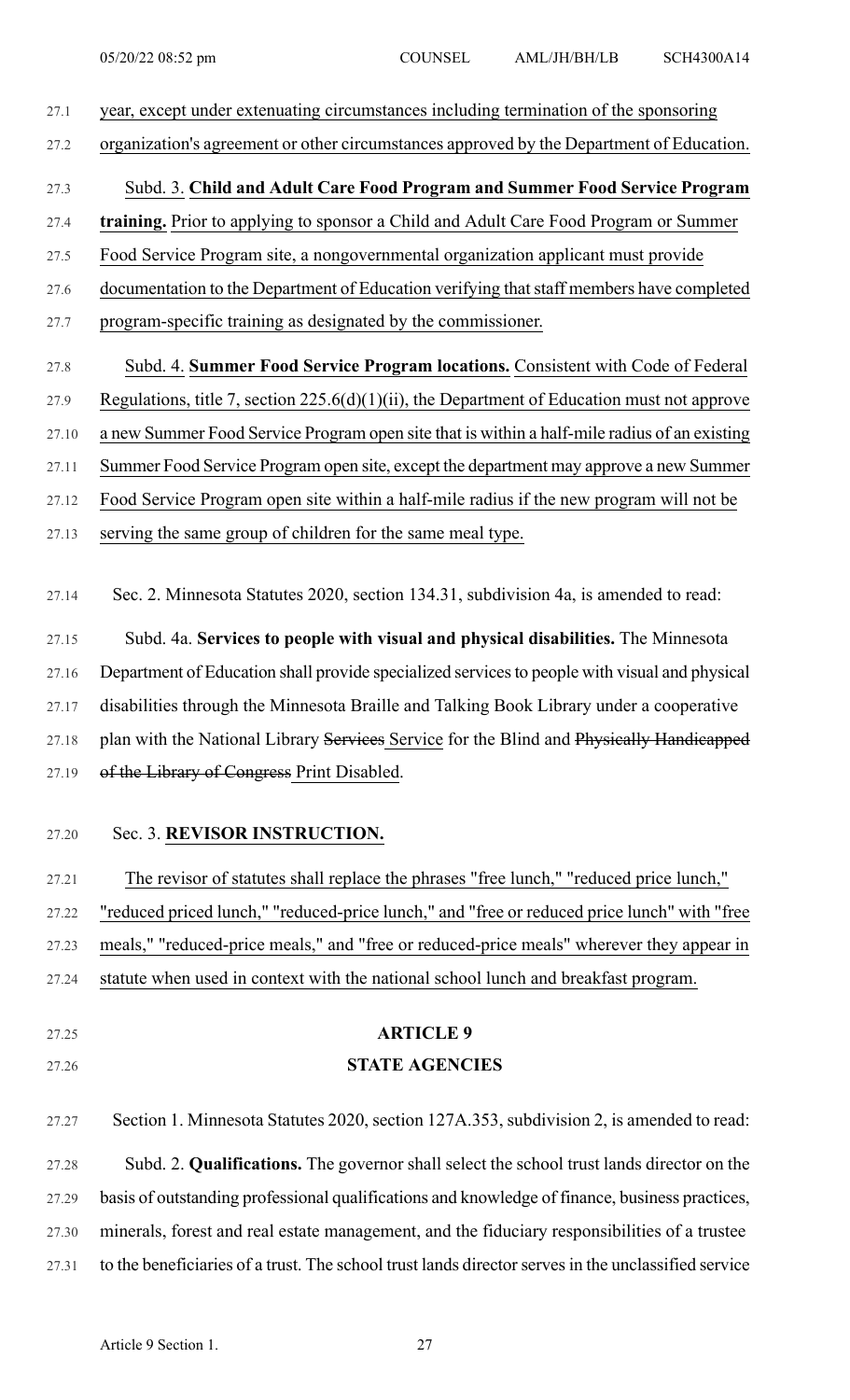year, except under extenuating circumstances including termination of the sponsoring organization's agreement or other circumstances approved by the Department of Education.

Subd. 3. **Child and Adult Care Food Program and Summer Food Service Program training.** Prior to applying to sponsor a Child and Adult Care Food Program or Summer Food Service Program site, a nongovernmental organization applicant must provide documentation to the Department of Education verifying that staff members have completed program-specific training as designated by the commissioner.

Subd. 4. **Summer Food Service Program locations.** Consistent with Code of Federal Regulations, title 7, section 225.6(d)(1)(ii), the Department of Education must not approve a new Summer Food Service Program open site that is within a half-mile radius of an existing Summer Food Service Program open site, except the department may approve a new Summer Food Service Program open site within a half-mile radius if the new program will not be serving the same group of children for the same meal type.

Sec. 2. Minnesota Statutes 2020, section 134.31, subdivision 4a, is amended to read:

Subd. 4a. **Services to people with visual and physical disabilities.** The Minnesota Department of Education shall provide specialized services to people with visual and physical disabilities through the Minnesota Braille and Talking Book Library under a cooperative plan with the National Library ~~Services~~ Service for the Blind and ~~Physically Handicapped of the Library of Congress~~ Print Disabled.

Sec. 3. **REVISOR INSTRUCTION.**

The revisor of statutes shall replace the phrases "free lunch," "reduced price lunch," "reduced priced lunch," "reduced-price lunch," and "free or reduced price lunch" with "free meals," "reduced-price meals," and "free or reduced-price meals" wherever they appear in statute when used in context with the national school lunch and breakfast program.

## ARTICLE 9
## STATE AGENCIES

Section 1. Minnesota Statutes 2020, section 127A.353, subdivision 2, is amended to read:

Subd. 2. **Qualifications.** The governor shall select the school trust lands director on the basis of outstanding professional qualifications and knowledge of finance, business practices, minerals, forest and real estate management, and the fiduciary responsibilities of a trustee to the beneficiaries of a trust. The school trust lands director serves in the unclassified service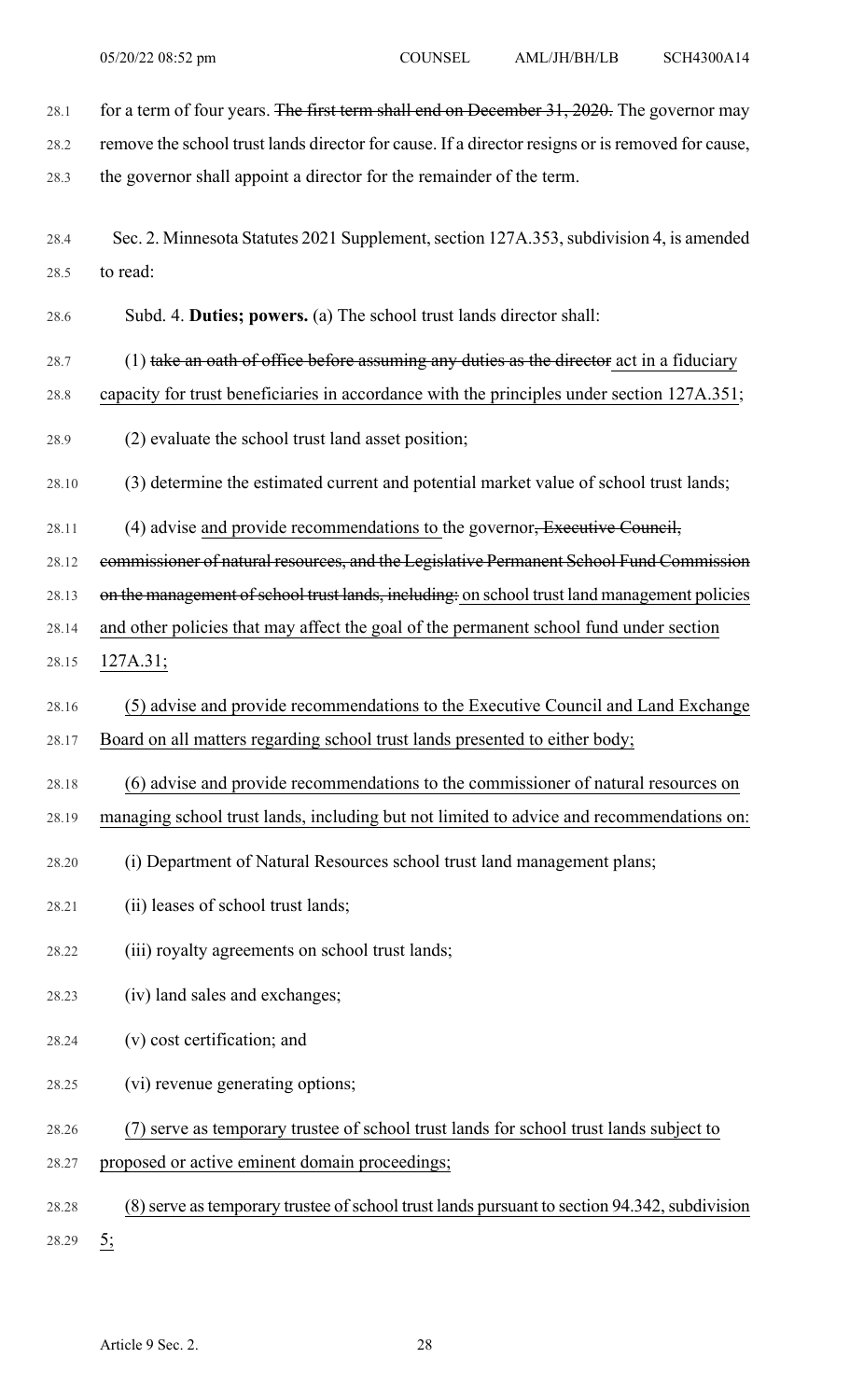for a term of four years. ~~The first term shall end on December 31, 2020.~~ The governor may remove the school trust lands director for cause. If a director resigns or is removed for cause, the governor shall appoint a director for the remainder of the term.

Sec. 2. Minnesota Statutes 2021 Supplement, section 127A.353, subdivision 4, is amended to read:

Subd. 4. **Duties; powers.** (a) The school trust lands director shall:

(1) ~~take an oath of office before assuming any duties as the director~~ <u>act in a fiduciary capacity for trust beneficiaries in accordance with the principles under section 127A.351</u>;

(2) evaluate the school trust land asset position;

(3) determine the estimated current and potential market value of school trust lands;

(4) advise <u>and provide recommendations to</u> the governor~~, Executive Council, commissioner of natural resources, and the Legislative Permanent School Fund Commission on the management of school trust lands, including:~~ <u>on school trust land management policies and other policies that may affect the goal of the permanent school fund under section 127A.31;</u>

<u>(5) advise and provide recommendations to the Executive Council and Land Exchange Board on all matters regarding school trust lands presented to either body;</u>

<u>(6) advise and provide recommendations to the commissioner of natural resources on managing school trust lands, including but not limited to advice and recommendations on:</u>

(i) Department of Natural Resources school trust land management plans;

(ii) leases of school trust lands;

(iii) royalty agreements on school trust lands;

(iv) land sales and exchanges;

(v) cost certification; and

(vi) revenue generating options;

<u>(7) serve as temporary trustee of school trust lands for school trust lands subject to proposed or active eminent domain proceedings;</u>

<u>(8) serve as temporary trustee of school trust lands pursuant to section 94.342, subdivision 5;</u>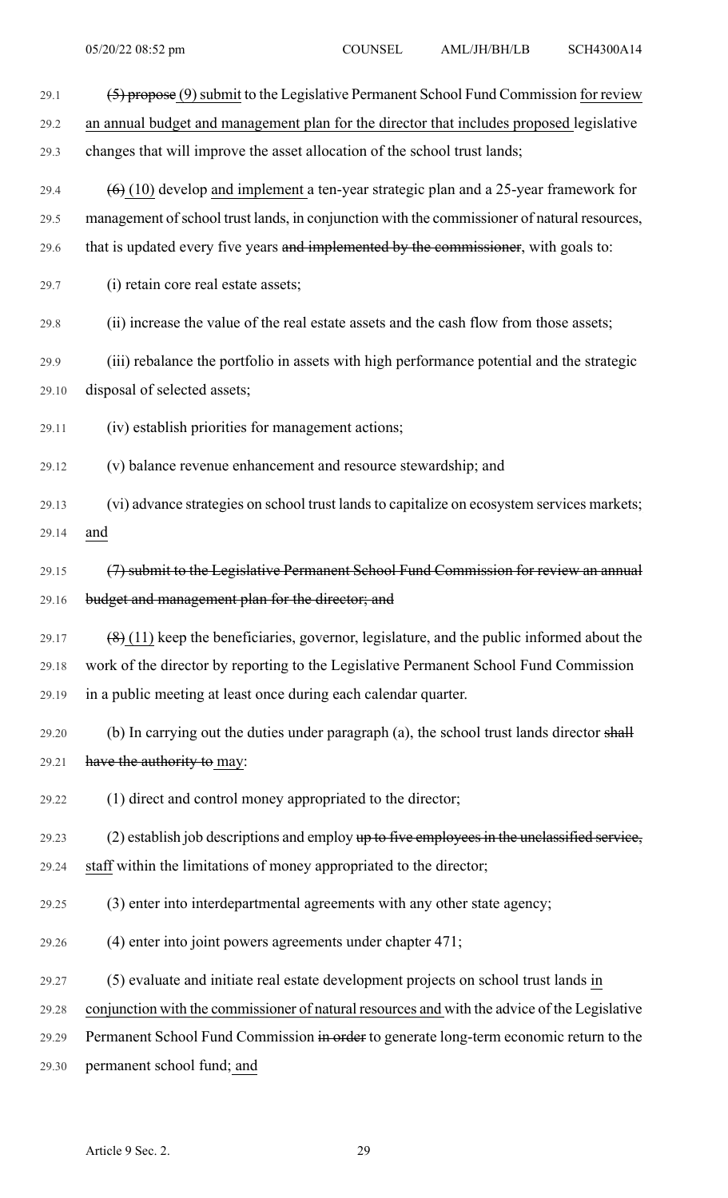~~(5) propose~~ (9) submit to the Legislative Permanent School Fund Commission for review an annual budget and management plan for the director that includes proposed legislative changes that will improve the asset allocation of the school trust lands;

~~(6)~~ (10) develop and implement a ten-year strategic plan and a 25-year framework for management of school trust lands, in conjunction with the commissioner of natural resources, that is updated every five years ~~and implemented by the commissioner~~, with goals to:

(i) retain core real estate assets;

(ii) increase the value of the real estate assets and the cash flow from those assets;

(iii) rebalance the portfolio in assets with high performance potential and the strategic disposal of selected assets;

(iv) establish priorities for management actions;

(v) balance revenue enhancement and resource stewardship; and

(vi) advance strategies on school trust lands to capitalize on ecosystem services markets; and

~~(7) submit to the Legislative Permanent School Fund Commission for review an annual budget and management plan for the director; and~~

~~(8)~~ (11) keep the beneficiaries, governor, legislature, and the public informed about the work of the director by reporting to the Legislative Permanent School Fund Commission in a public meeting at least once during each calendar quarter.

(b) In carrying out the duties under paragraph (a), the school trust lands director ~~shall have the authority to~~ may:

(1) direct and control money appropriated to the director;

(2) establish job descriptions and employ ~~up to five employees in the unclassified service,~~ staff within the limitations of money appropriated to the director;

(3) enter into interdepartmental agreements with any other state agency;

(4) enter into joint powers agreements under chapter 471;

(5) evaluate and initiate real estate development projects on school trust lands in conjunction with the commissioner of natural resources and with the advice of the Legislative Permanent School Fund Commission ~~in order~~ to generate long-term economic return to the permanent school fund; and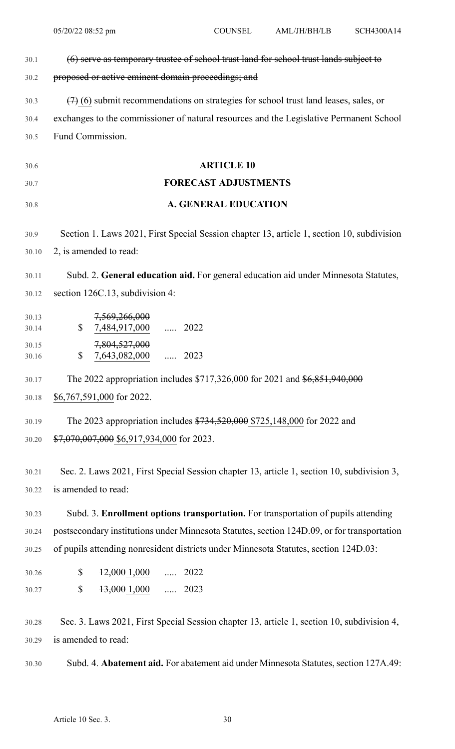~~(6) serve as temporary trustee of school trust land for school trust lands subject to proposed or active eminent domain proceedings; and~~

~~(7)~~ (6) submit recommendations on strategies for school trust land leases, sales, or exchanges to the commissioner of natural resources and the Legislative Permanent School Fund Commission.

## ARTICLE 10
## FORECAST ADJUSTMENTS
### A. GENERAL EDUCATION

Section 1. Laws 2021, First Special Session chapter 13, article 1, section 10, subdivision 2, is amended to read:

Subd. 2. **General education aid.** For general education aid under Minnesota Statutes, section 126C.13, subdivision 4:

$ ~~7,569,266,000~~ 7,484,917,000 ..... 2022

$ ~~7,804,527,000~~ 7,643,082,000 ..... 2023

The 2022 appropriation includes $717,326,000 for 2021 and ~~$6,851,940,000~~ $6,767,591,000 for 2022.

The 2023 appropriation includes ~~$734,520,000~~ $725,148,000 for 2022 and ~~$7,070,007,000~~ $6,917,934,000 for 2023.

Sec. 2. Laws 2021, First Special Session chapter 13, article 1, section 10, subdivision 3, is amended to read:

Subd. 3. **Enrollment options transportation.** For transportation of pupils attending postsecondary institutions under Minnesota Statutes, section 124D.09, or for transportation of pupils attending nonresident districts under Minnesota Statutes, section 124D.03:

$ ~~12,000~~ 1,000 ..... 2022

$ ~~13,000~~ 1,000 ..... 2023

Sec. 3. Laws 2021, First Special Session chapter 13, article 1, section 10, subdivision 4, is amended to read:

Subd. 4. **Abatement aid.** For abatement aid under Minnesota Statutes, section 127A.49: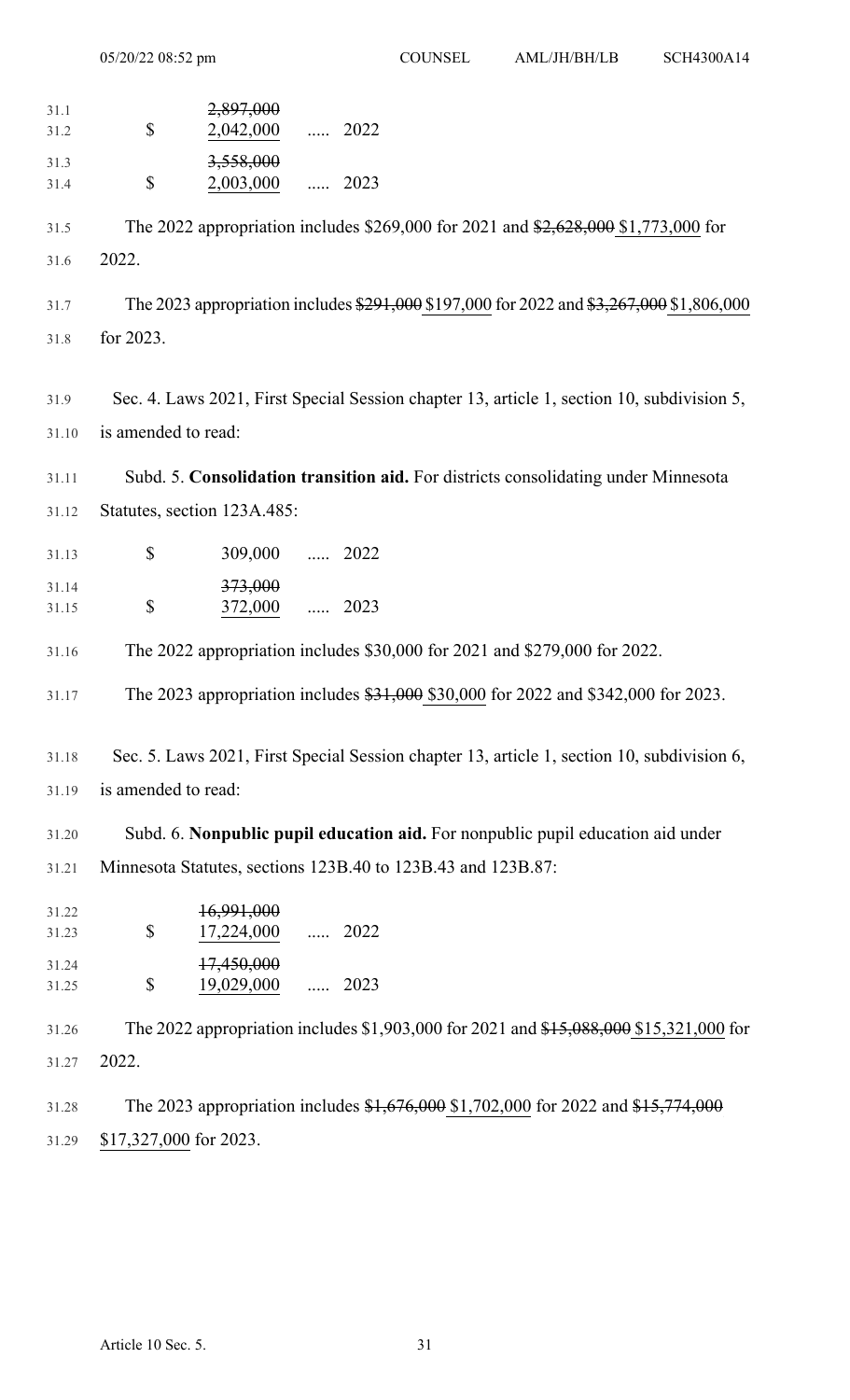| | | |
|---|---|---|
| | ~~2,897,000~~ | |
| $ | 2,042,000 | ..... 2022 |
| | ~~3,558,000~~ | |
| $ | 2,003,000 | ..... 2023 |

The 2022 appropriation includes $269,000 for 2021 and ~~$2,628,000~~ $1,773,000 for 2022.

The 2023 appropriation includes ~~$291,000~~ $197,000 for 2022 and ~~$3,267,000~~ $1,806,000 for 2023.

Sec. 4. Laws 2021, First Special Session chapter 13, article 1, section 10, subdivision 5, is amended to read:

Subd. 5. **Consolidation transition aid.** For districts consolidating under Minnesota Statutes, section 123A.485:

| | | |
|---|---|---|
| $ | 309,000 | ..... 2022 |
| | ~~373,000~~ | |
| $ | 372,000 | ..... 2023 |

The 2022 appropriation includes $30,000 for 2021 and $279,000 for 2022.

The 2023 appropriation includes ~~$31,000~~ $30,000 for 2022 and $342,000 for 2023.

Sec. 5. Laws 2021, First Special Session chapter 13, article 1, section 10, subdivision 6, is amended to read:

Subd. 6. **Nonpublic pupil education aid.** For nonpublic pupil education aid under Minnesota Statutes, sections 123B.40 to 123B.43 and 123B.87:

| | | |
|---|---|---|
| | ~~16,991,000~~ | |
| $ | 17,224,000 | ..... 2022 |
| | ~~17,450,000~~ | |
| $ | 19,029,000 | ..... 2023 |

The 2022 appropriation includes $1,903,000 for 2021 and ~~$15,088,000~~ $15,321,000 for 2022.

The 2023 appropriation includes ~~$1,676,000~~ $1,702,000 for 2022 and ~~$15,774,000~~ $17,327,000 for 2023.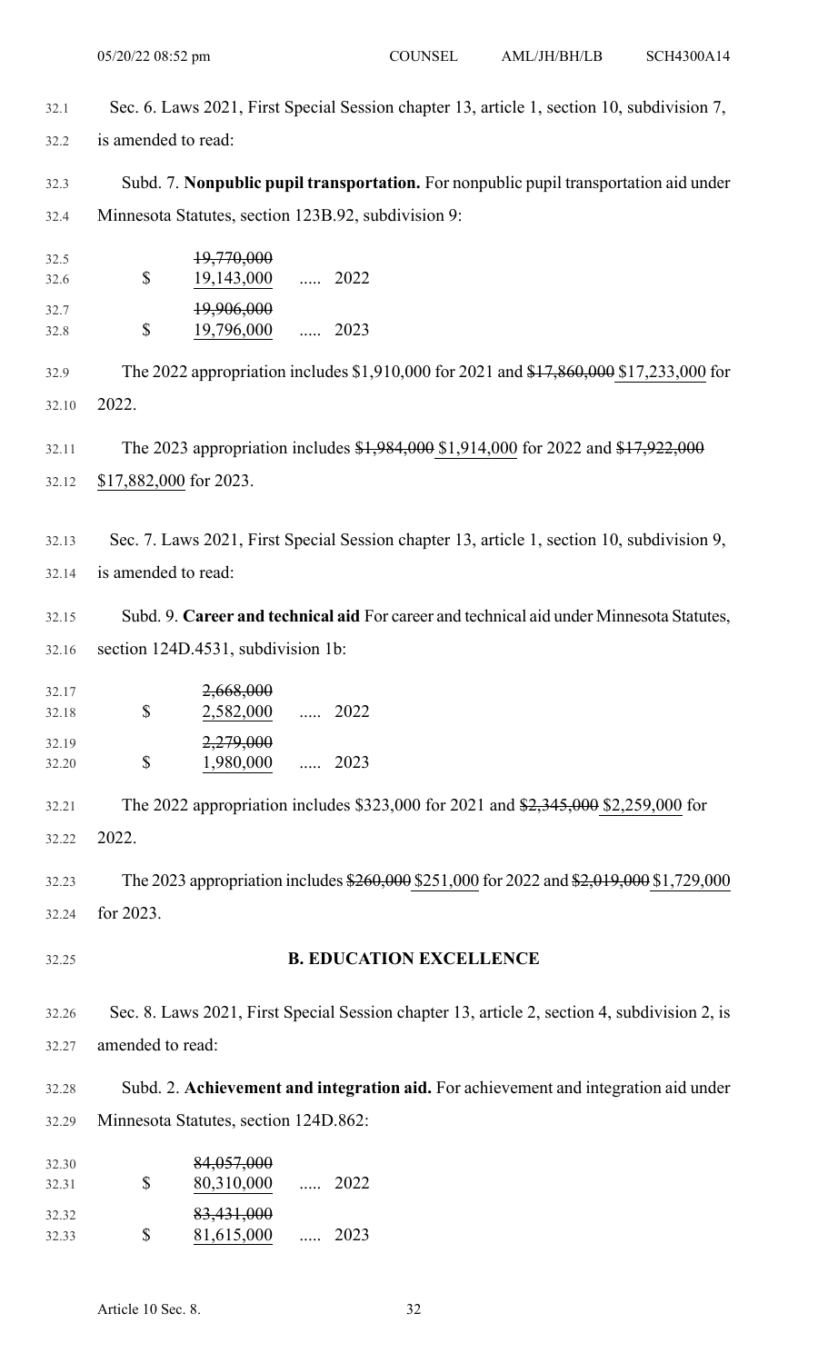Sec. 6. Laws 2021, First Special Session chapter 13, article 1, section 10, subdivision 7, is amended to read:

Subd. 7. **Nonpublic pupil transportation.** For nonpublic pupil transportation aid under Minnesota Statutes, section 123B.92, subdivision 9:

| | | |
|---|---|---|
| $ | ~~19,770,000~~ 19,143,000 | ..... 2022 |
| $ | ~~19,906,000~~ 19,796,000 | ..... 2023 |

The 2022 appropriation includes $1,910,000 for 2021 and ~~$17,860,000~~ $17,233,000 for 2022.

The 2023 appropriation includes ~~$1,984,000~~ $1,914,000 for 2022 and ~~$17,922,000~~ $17,882,000 for 2023.

Sec. 7. Laws 2021, First Special Session chapter 13, article 1, section 10, subdivision 9, is amended to read:

Subd. 9. **Career and technical aid** For career and technical aid under Minnesota Statutes, section 124D.4531, subdivision 1b:

| | | |
|---|---|---|
| $ | ~~2,668,000~~ 2,582,000 | ..... 2022 |
| $ | ~~2,279,000~~ 1,980,000 | ..... 2023 |

The 2022 appropriation includes $323,000 for 2021 and ~~$2,345,000~~ $2,259,000 for 2022.

The 2023 appropriation includes ~~$260,000~~ $251,000 for 2022 and ~~$2,019,000~~ $1,729,000 for 2023.

## B. EDUCATION EXCELLENCE

Sec. 8. Laws 2021, First Special Session chapter 13, article 2, section 4, subdivision 2, is amended to read:

Subd. 2. **Achievement and integration aid.** For achievement and integration aid under Minnesota Statutes, section 124D.862:

| | | |
|---|---|---|
| $ | ~~84,057,000~~ 80,310,000 | ..... 2022 |
| $ | ~~83,431,000~~ 81,615,000 | ..... 2023 |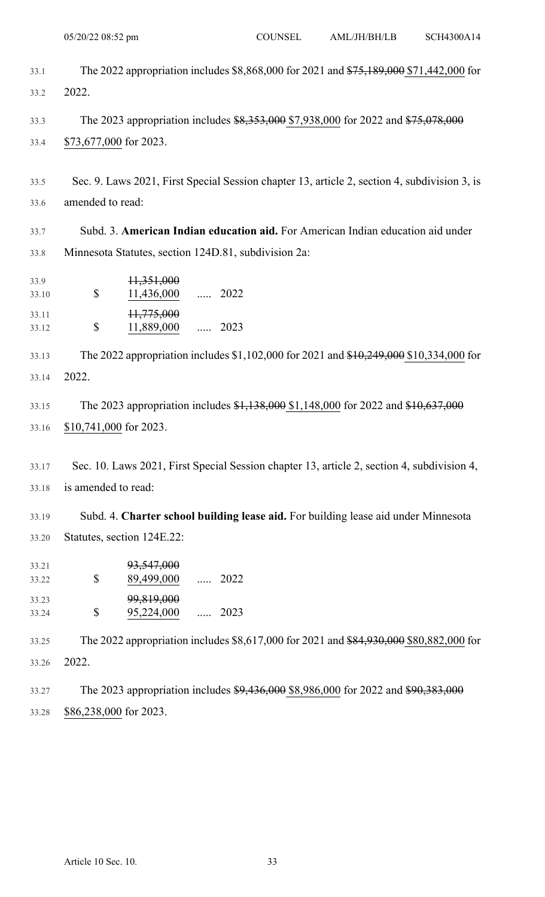The 2022 appropriation includes $8,868,000 for 2021 and ~~$75,189,000~~ $71,442,000 for 2022.

The 2023 appropriation includes ~~$8,353,000~~ $7,938,000 for 2022 and ~~$75,078,000~~ $73,677,000 for 2023.

Sec. 9. Laws 2021, First Special Session chapter 13, article 2, section 4, subdivision 3, is amended to read:

Subd. 3. **American Indian education aid.** For American Indian education aid under Minnesota Statutes, section 124D.81, subdivision 2a:

| | | | |
|---|---|---|---|
| $ | ~~11,351,000~~ 11,436,000 | ..... | 2022 |
| $ | ~~11,775,000~~ 11,889,000 | ..... | 2023 |

The 2022 appropriation includes $1,102,000 for 2021 and ~~$10,249,000~~ $10,334,000 for 2022.

The 2023 appropriation includes ~~$1,138,000~~ $1,148,000 for 2022 and ~~$10,637,000~~ $10,741,000 for 2023.

Sec. 10. Laws 2021, First Special Session chapter 13, article 2, section 4, subdivision 4, is amended to read:

Subd. 4. **Charter school building lease aid.** For building lease aid under Minnesota Statutes, section 124E.22:

| | | | |
|---|---|---|---|
| $ | ~~93,547,000~~ 89,499,000 | ..... | 2022 |
| $ | ~~99,819,000~~ 95,224,000 | ..... | 2023 |

The 2022 appropriation includes $8,617,000 for 2021 and ~~$84,930,000~~ $80,882,000 for 2022.

The 2023 appropriation includes ~~$9,436,000~~ $8,986,000 for 2022 and ~~$90,383,000~~ $86,238,000 for 2023.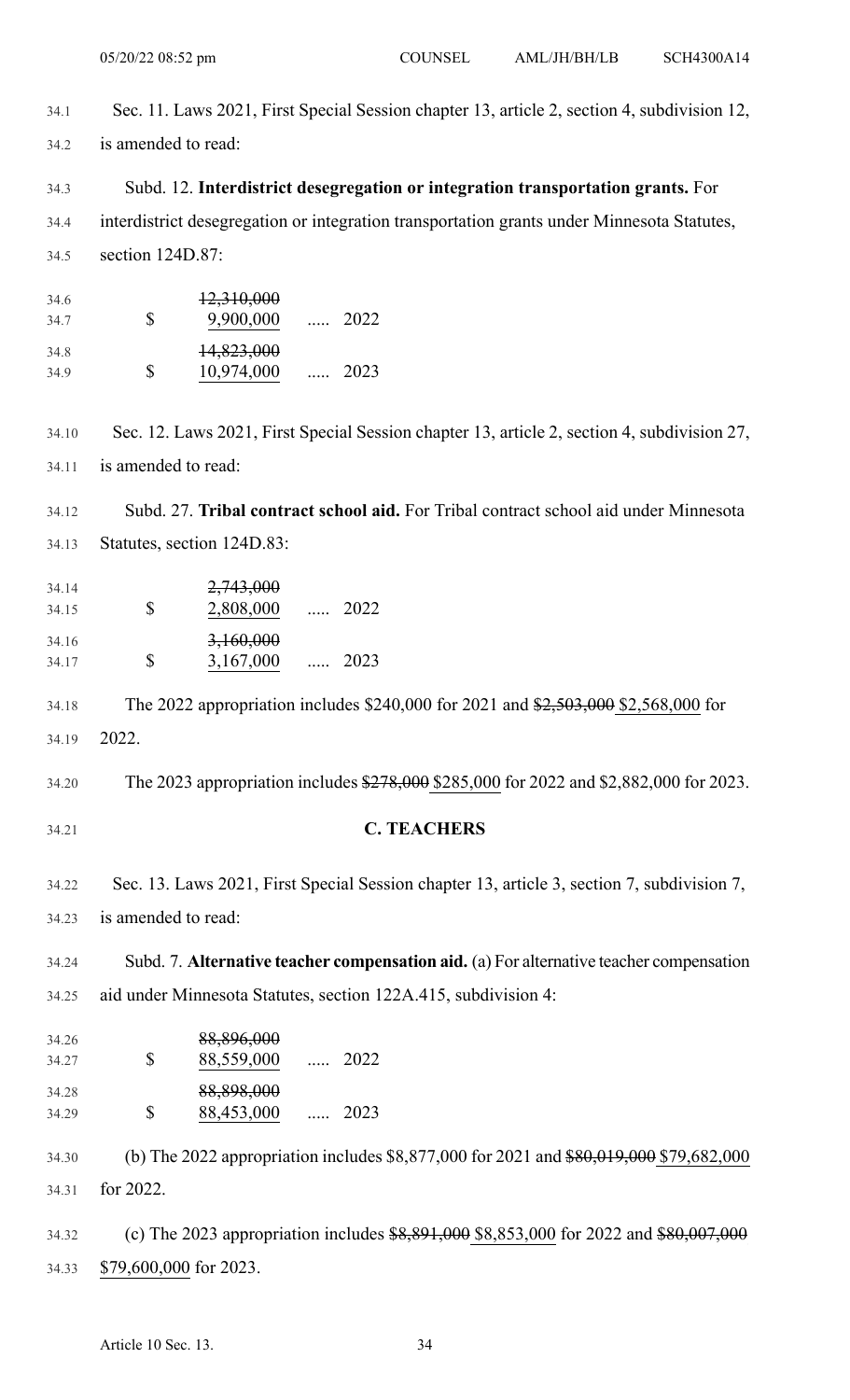Sec. 11. Laws 2021, First Special Session chapter 13, article 2, section 4, subdivision 12, is amended to read:

Subd. 12. **Interdistrict desegregation or integration transportation grants.** For interdistrict desegregation or integration transportation grants under Minnesota Statutes, section 124D.87:

| | | | |
|---|---|---|---|
| $ | ~~12,310,000~~ 9,900,000 | ..... | 2022 |
| $ | ~~14,823,000~~ 10,974,000 | ..... | 2023 |

Sec. 12. Laws 2021, First Special Session chapter 13, article 2, section 4, subdivision 27, is amended to read:

Subd. 27. **Tribal contract school aid.** For Tribal contract school aid under Minnesota Statutes, section 124D.83:

| | | | |
|---|---|---|---|
| $ | ~~2,743,000~~ 2,808,000 | ..... | 2022 |
| $ | ~~3,160,000~~ 3,167,000 | ..... | 2023 |

The 2022 appropriation includes $240,000 for 2021 and ~~$2,503,000~~ $2,568,000 for 2022.

The 2023 appropriation includes ~~$278,000~~ $285,000 for 2022 and $2,882,000 for 2023.

## C. TEACHERS

Sec. 13. Laws 2021, First Special Session chapter 13, article 3, section 7, subdivision 7, is amended to read:

Subd. 7. **Alternative teacher compensation aid.** (a) For alternative teacher compensation aid under Minnesota Statutes, section 122A.415, subdivision 4:

| | | | |
|---|---|---|---|
| $ | ~~88,896,000~~ 88,559,000 | ..... | 2022 |
| $ | ~~88,898,000~~ 88,453,000 | ..... | 2023 |

(b) The 2022 appropriation includes $8,877,000 for 2021 and ~~$80,019,000~~ $79,682,000 for 2022.

(c) The 2023 appropriation includes ~~$8,891,000~~ $8,853,000 for 2022 and ~~$80,007,000~~ $79,600,000 for 2023.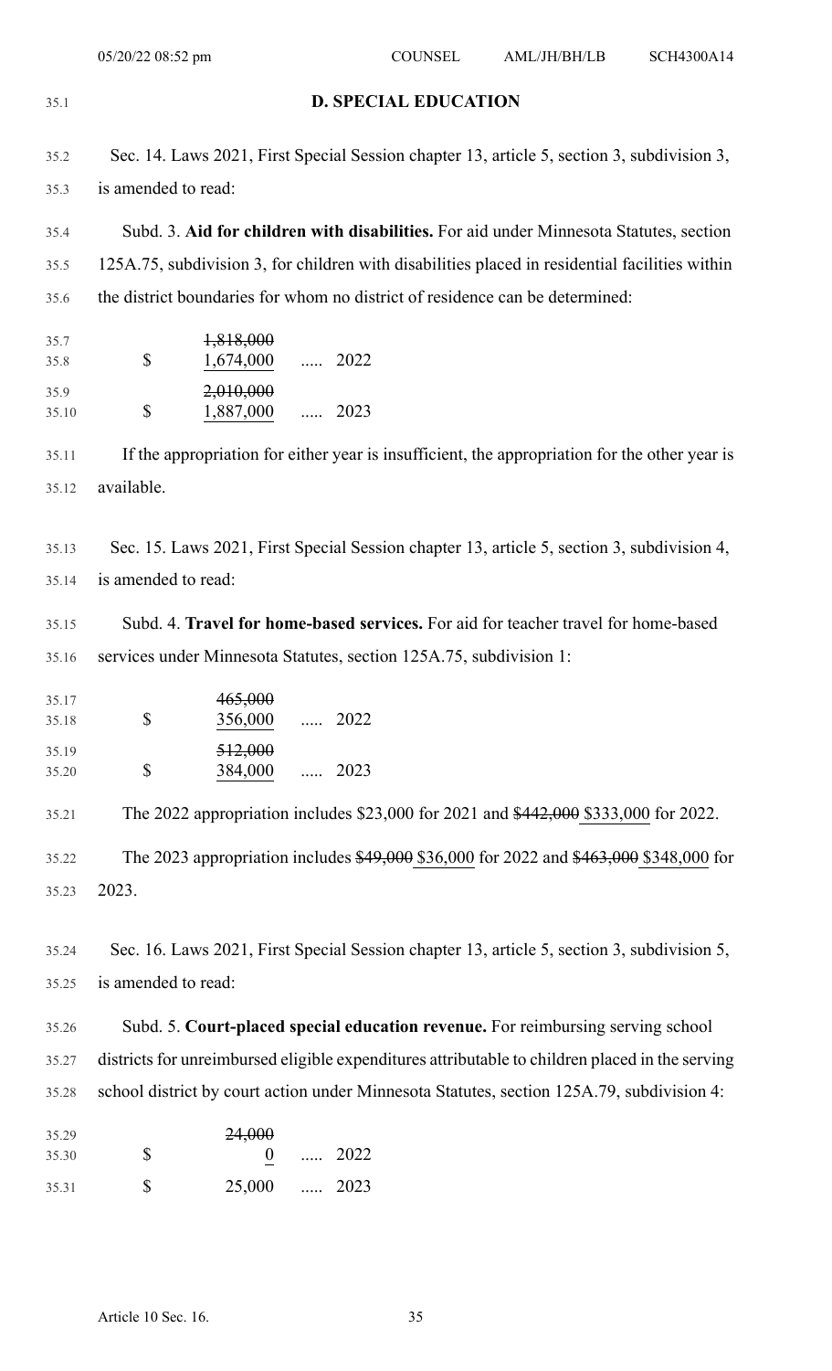**D. SPECIAL EDUCATION**

Sec. 14. Laws 2021, First Special Session chapter 13, article 5, section 3, subdivision 3, is amended to read:

Subd. 3. **Aid for children with disabilities.** For aid under Minnesota Statutes, section 125A.75, subdivision 3, for children with disabilities placed in residential facilities within the district boundaries for whom no district of residence can be determined:

| | | |
|---|---|---|
| $ | ~~1,818,000~~ 1,674,000 | ..... 2022 |
| $ | ~~2,010,000~~ 1,887,000 | ..... 2023 |

If the appropriation for either year is insufficient, the appropriation for the other year is available.

Sec. 15. Laws 2021, First Special Session chapter 13, article 5, section 3, subdivision 4, is amended to read:

Subd. 4. **Travel for home-based services.** For aid for teacher travel for home-based services under Minnesota Statutes, section 125A.75, subdivision 1:

| | | |
|---|---|---|
| $ | ~~465,000~~ 356,000 | ..... 2022 |
| $ | ~~512,000~~ 384,000 | ..... 2023 |

The 2022 appropriation includes $23,000 for 2021 and ~~$442,000~~ $333,000 for 2022.

The 2023 appropriation includes ~~$49,000~~ $36,000 for 2022 and ~~$463,000~~ $348,000 for 2023.

Sec. 16. Laws 2021, First Special Session chapter 13, article 5, section 3, subdivision 5, is amended to read:

Subd. 5. **Court-placed special education revenue.** For reimbursing serving school districts for unreimbursed eligible expenditures attributable to children placed in the serving school district by court action under Minnesota Statutes, section 125A.79, subdivision 4:

| | | |
|---|---|---|
| $ | ~~24,000~~ 0 | ..... 2022 |
| $ | 25,000 | ..... 2023 |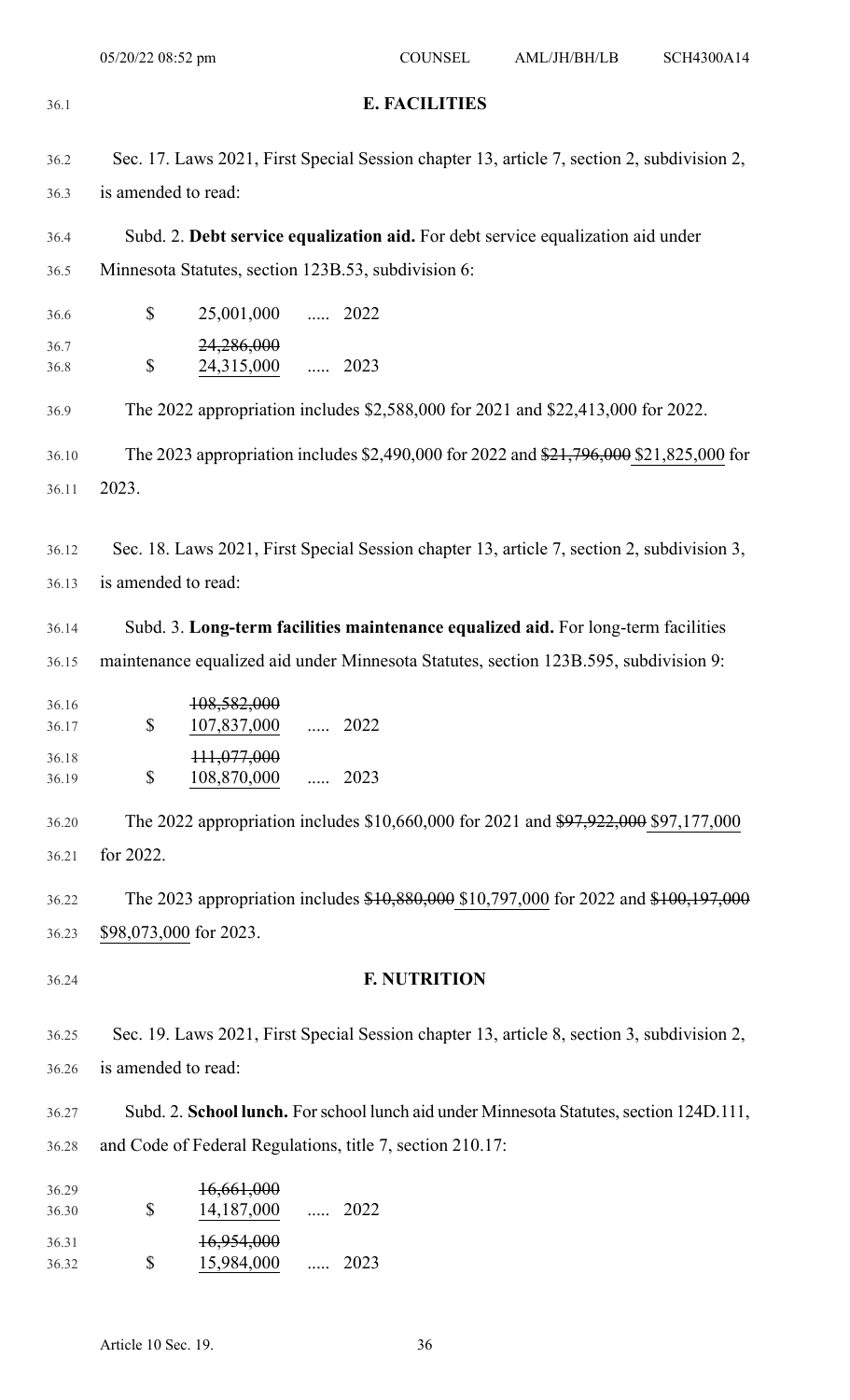## E. FACILITIES

Sec. 17. Laws 2021, First Special Session chapter 13, article 7, section 2, subdivision 2, is amended to read:

Subd. 2. **Debt service equalization aid.** For debt service equalization aid under Minnesota Statutes, section 123B.53, subdivision 6:

| | | | |
|---|---|---|---|
| $ | 25,001,000 | ..... | 2022 |
| $ | ~~24,286,000~~ 24,315,000 | ..... | 2023 |

The 2022 appropriation includes $2,588,000 for 2021 and $22,413,000 for 2022.

The 2023 appropriation includes $2,490,000 for 2022 and ~~$21,796,000~~ $21,825,000 for 2023.

Sec. 18. Laws 2021, First Special Session chapter 13, article 7, section 2, subdivision 3, is amended to read:

Subd. 3. **Long-term facilities maintenance equalized aid.** For long-term facilities maintenance equalized aid under Minnesota Statutes, section 123B.595, subdivision 9:

| | | | |
|---|---|---|---|
| $ | ~~108,582,000~~ 107,837,000 | ..... | 2022 |
| $ | ~~111,077,000~~ 108,870,000 | ..... | 2023 |

The 2022 appropriation includes $10,660,000 for 2021 and ~~$97,922,000~~ $97,177,000 for 2022.

The 2023 appropriation includes ~~$10,880,000~~ $10,797,000 for 2022 and ~~$100,197,000~~ $98,073,000 for 2023.

## F. NUTRITION

Sec. 19. Laws 2021, First Special Session chapter 13, article 8, section 3, subdivision 2, is amended to read:

Subd. 2. **School lunch.** For school lunch aid under Minnesota Statutes, section 124D.111, and Code of Federal Regulations, title 7, section 210.17:

| | | | |
|---|---|---|---|
| $ | ~~16,661,000~~ 14,187,000 | ..... | 2022 |
| $ | ~~16,954,000~~ 15,984,000 | ..... | 2023 |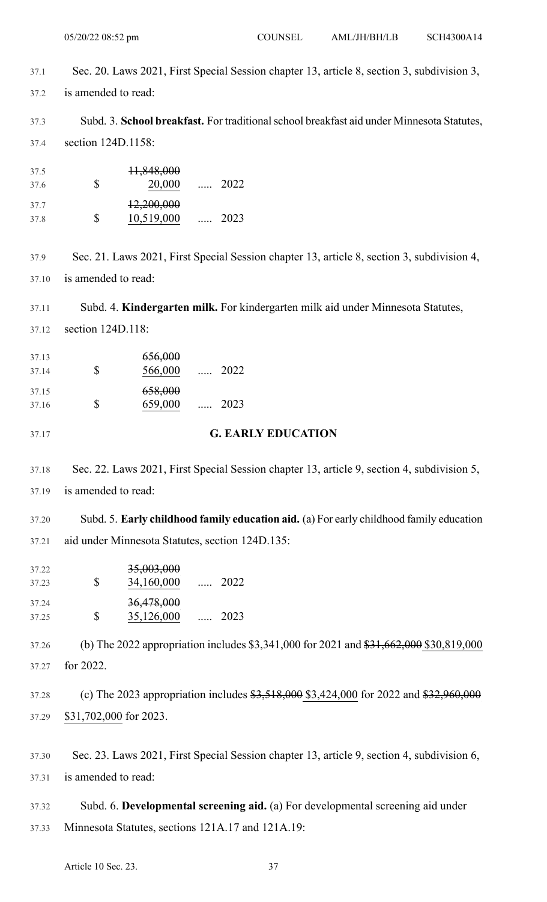Sec. 20. Laws 2021, First Special Session chapter 13, article 8, section 3, subdivision 3, is amended to read:

Subd. 3. **School breakfast.** For traditional school breakfast aid under Minnesota Statutes, section 124D.1158:

| | | |
|---|---|---|
| $ | ~~11,848,000~~ 20,000 | ..... 2022 |
| $ | ~~12,200,000~~ 10,519,000 | ..... 2023 |

Sec. 21. Laws 2021, First Special Session chapter 13, article 8, section 3, subdivision 4, is amended to read:

Subd. 4. **Kindergarten milk.** For kindergarten milk aid under Minnesota Statutes, section 124D.118:

| | | |
|---|---|---|
| $ | ~~656,000~~ 566,000 | ..... 2022 |
| $ | ~~658,000~~ 659,000 | ..... 2023 |

### G. EARLY EDUCATION

Sec. 22. Laws 2021, First Special Session chapter 13, article 9, section 4, subdivision 5, is amended to read:

Subd. 5. **Early childhood family education aid.** (a) For early childhood family education aid under Minnesota Statutes, section 124D.135:

| | | |
|---|---|---|
| $ | ~~35,003,000~~ 34,160,000 | ..... 2022 |
| $ | ~~36,478,000~~ 35,126,000 | ..... 2023 |

(b) The 2022 appropriation includes $3,341,000 for 2021 and ~~$31,662,000~~ $30,819,000 for 2022.

(c) The 2023 appropriation includes ~~$3,518,000~~ $3,424,000 for 2022 and ~~$32,960,000~~ $31,702,000 for 2023.

Sec. 23. Laws 2021, First Special Session chapter 13, article 9, section 4, subdivision 6, is amended to read:

Subd. 6. **Developmental screening aid.** (a) For developmental screening aid under Minnesota Statutes, sections 121A.17 and 121A.19: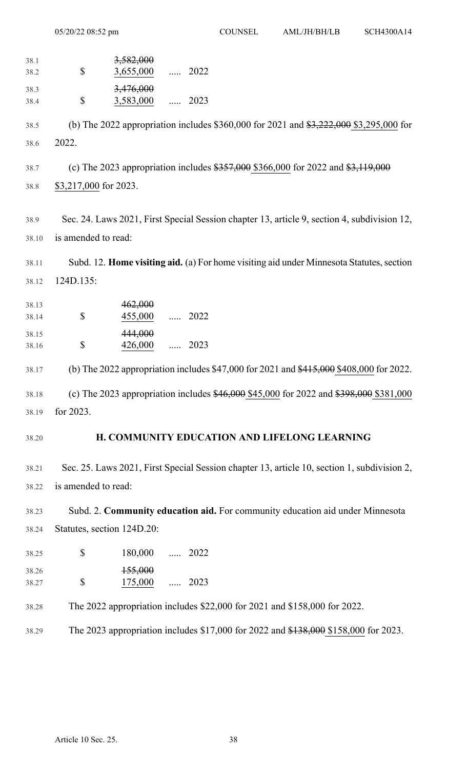| | | |
|---|---|---|
| $ | ~~3,582,000~~ 3,655,000 | ..... 2022 |
| $ | ~~3,476,000~~ 3,583,000 | ..... 2023 |

(b) The 2022 appropriation includes $360,000 for 2021 and ~~$3,222,000~~ $3,295,000 for 2022.

(c) The 2023 appropriation includes ~~$357,000~~ $366,000 for 2022 and ~~$3,119,000~~ $3,217,000 for 2023.

Sec. 24. Laws 2021, First Special Session chapter 13, article 9, section 4, subdivision 12, is amended to read:

Subd. 12. **Home visiting aid.** (a) For home visiting aid under Minnesota Statutes, section 124D.135:

| | | |
|---|---|---|
| $ | ~~462,000~~ 455,000 | ..... 2022 |
| $ | ~~444,000~~ 426,000 | ..... 2023 |

(b) The 2022 appropriation includes $47,000 for 2021 and ~~$415,000~~ $408,000 for 2022.

(c) The 2023 appropriation includes ~~$46,000~~ $45,000 for 2022 and ~~$398,000~~ $381,000 for 2023.

### H. COMMUNITY EDUCATION AND LIFELONG LEARNING

Sec. 25. Laws 2021, First Special Session chapter 13, article 10, section 1, subdivision 2, is amended to read:

Subd. 2. **Community education aid.** For community education aid under Minnesota Statutes, section 124D.20:

| | | |
|---|---|---|
| $ | 180,000 | ..... 2022 |
| $ | ~~155,000~~ 175,000 | ..... 2023 |

The 2022 appropriation includes $22,000 for 2021 and $158,000 for 2022.

The 2023 appropriation includes $17,000 for 2022 and ~~$138,000~~ $158,000 for 2023.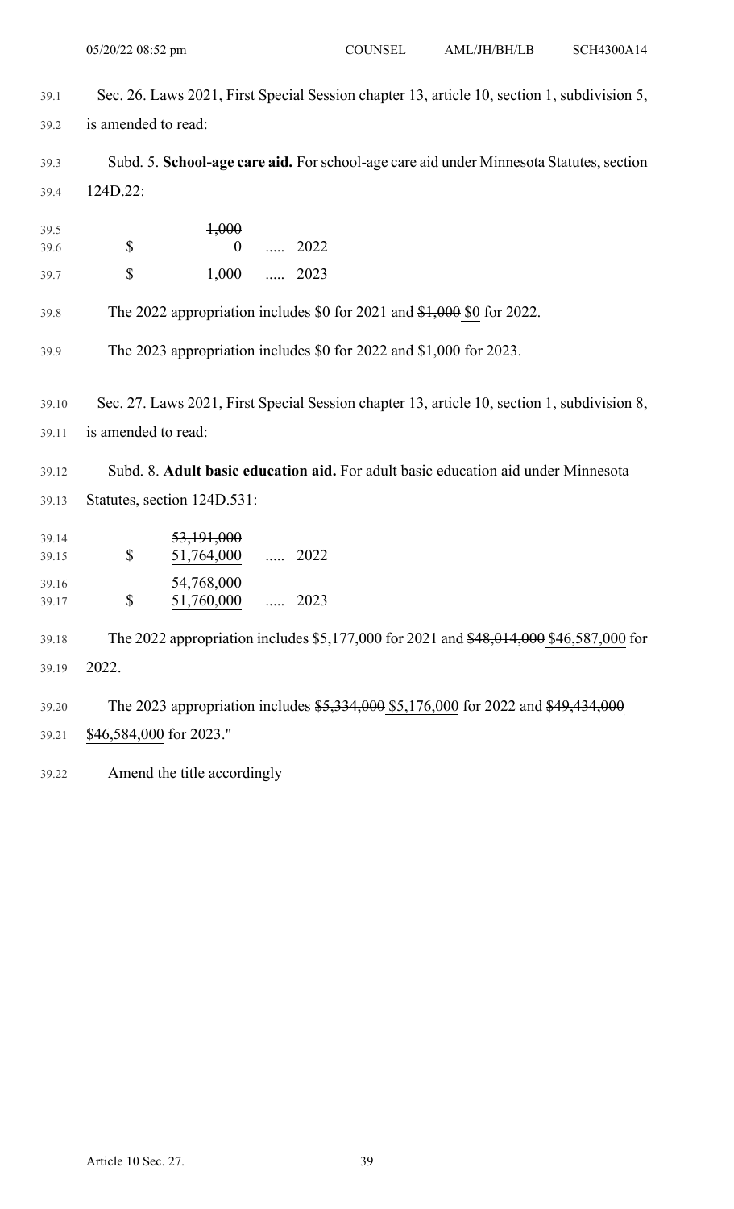Sec. 26. Laws 2021, First Special Session chapter 13, article 10, section 1, subdivision 5, is amended to read:

Subd. 5. **School-age care aid.** For school-age care aid under Minnesota Statutes, section 124D.22:

| | | |
|---|---|---|
| $ | ~~1,000~~ 0 | ..... 2022 |
| $ | 1,000 | ..... 2023 |

The 2022 appropriation includes $0 for 2021 and ~~$1,000~~ $0 for 2022.

The 2023 appropriation includes $0 for 2022 and $1,000 for 2023.

Sec. 27. Laws 2021, First Special Session chapter 13, article 10, section 1, subdivision 8, is amended to read:

Subd. 8. **Adult basic education aid.** For adult basic education aid under Minnesota Statutes, section 124D.531:

| | | |
|---|---|---|
| $ | ~~53,191,000~~ 51,764,000 | ..... 2022 |
| $ | ~~54,768,000~~ 51,760,000 | ..... 2023 |

The 2022 appropriation includes $5,177,000 for 2021 and ~~$48,014,000~~ $46,587,000 for 2022.

The 2023 appropriation includes ~~$5,334,000~~ $5,176,000 for 2022 and ~~$49,434,000~~ $46,584,000 for 2023."

Amend the title accordingly